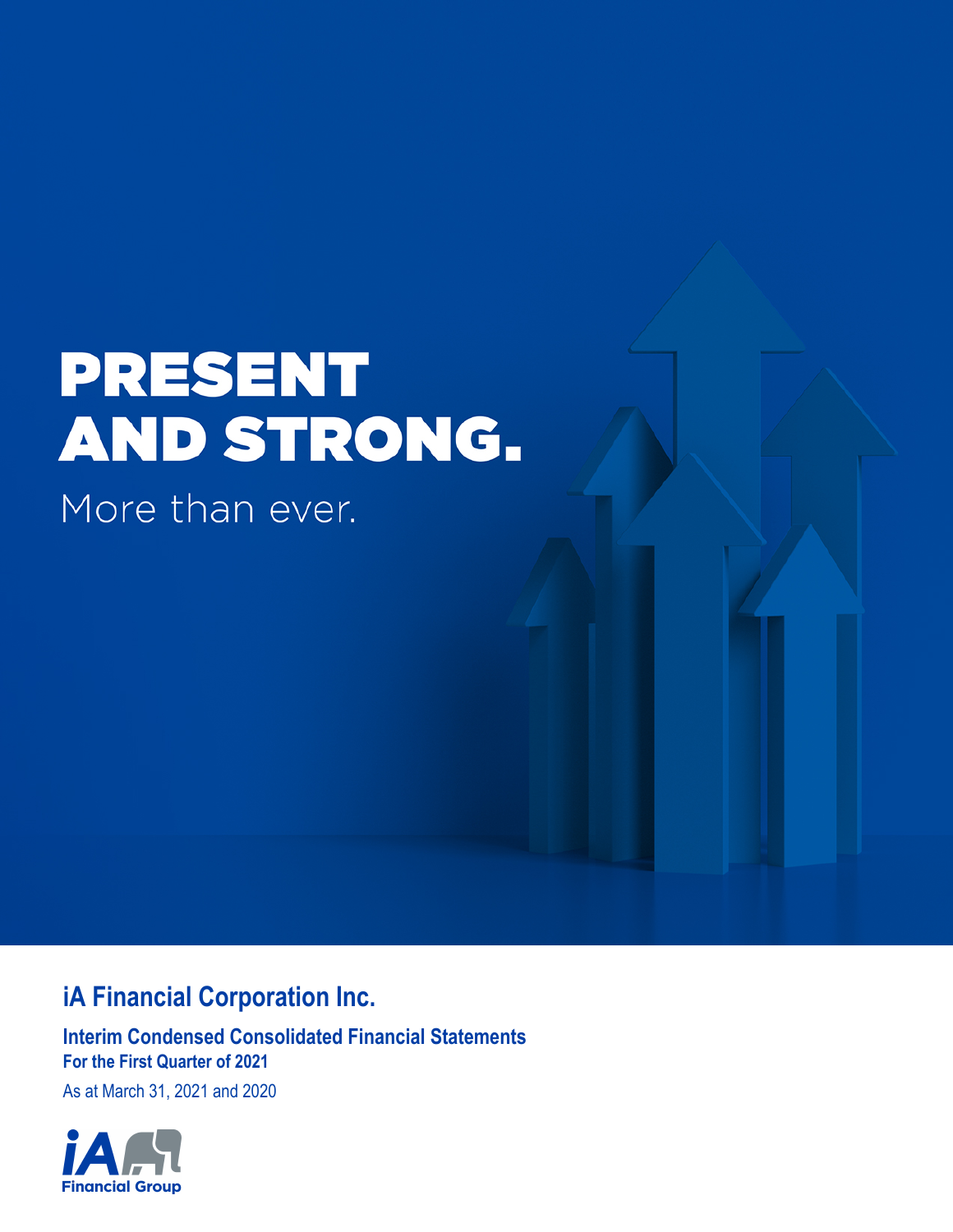# PRESENT AND STRONG.

More than ever.

## iA Financial Corporation Inc.

### Interim Condensed Consolidated Financial Statements

**For the First Quarter of 2021**

As at March 31, 2021 and 2020

iA Financial Group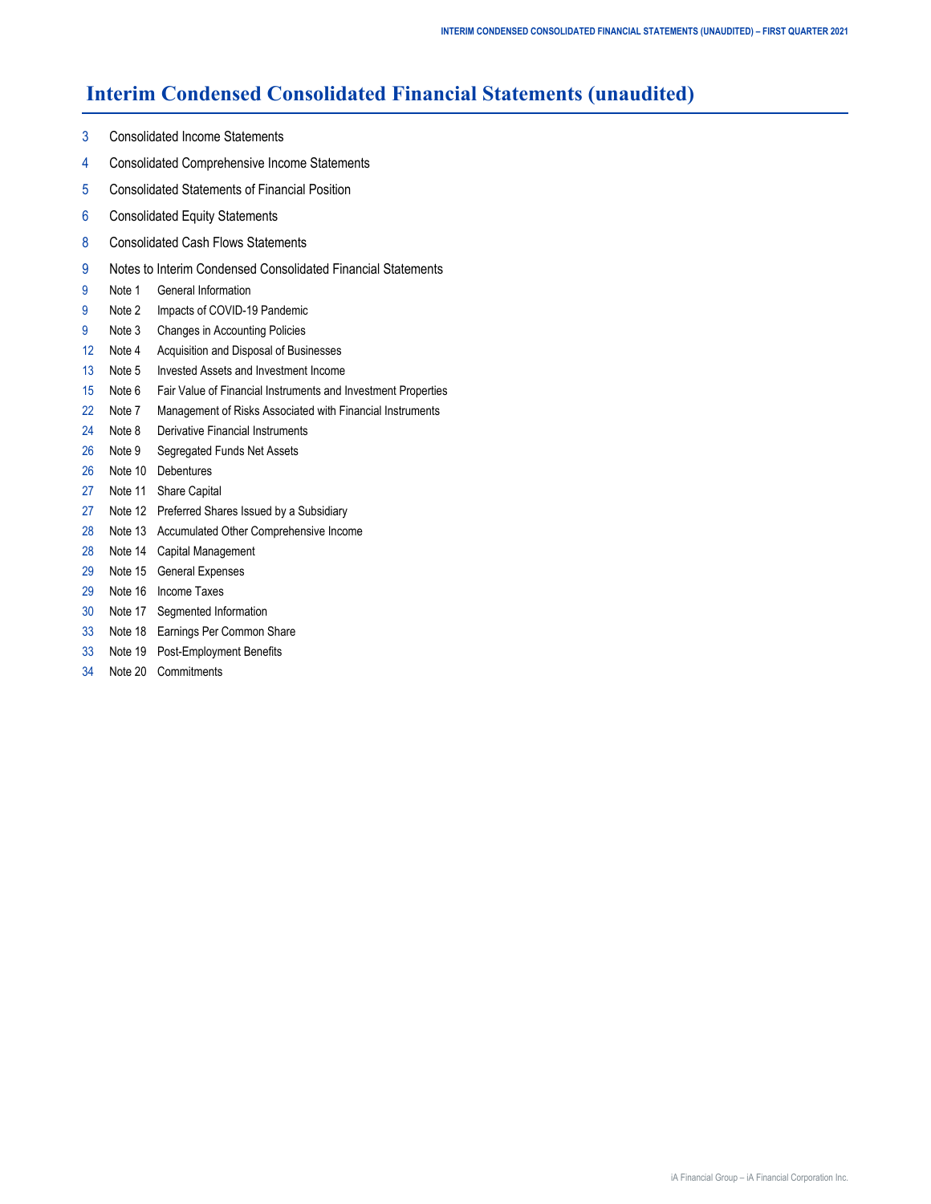# Interim Condensed Consolidated Financial Statements (unaudited)

3 Consolidated Income Statements

4 Consolidated Comprehensive Income Statements

5 Consolidated Statements of Financial Position

6 Consolidated Equity Statements

8 Consolidated Cash Flows Statements

9 Notes to Interim Condensed Consolidated Financial Statements

9 Note 1 General Information

9 Note 2 Impacts of COVID-19 Pandemic

9 Note 3 Changes in Accounting Policies

12 Note 4 Acquisition and Disposal of Businesses

13 Note 5 Invested Assets and Investment Income

15 Note 6 Fair Value of Financial Instruments and Investment Properties

22 Note 7 Management of Risks Associated with Financial Instruments

24 Note 8 Derivative Financial Instruments

26 Note 9 Segregated Funds Net Assets

26 Note 10 Debentures

27 Note 11 Share Capital

27 Note 12 Preferred Shares Issued by a Subsidiary

28 Note 13 Accumulated Other Comprehensive Income

28 Note 14 Capital Management

29 Note 15 General Expenses

29 Note 16 Income Taxes

30 Note 17 Segmented Information

33 Note 18 Earnings Per Common Share

33 Note 19 Post-Employment Benefits

34 Note 20 Commitments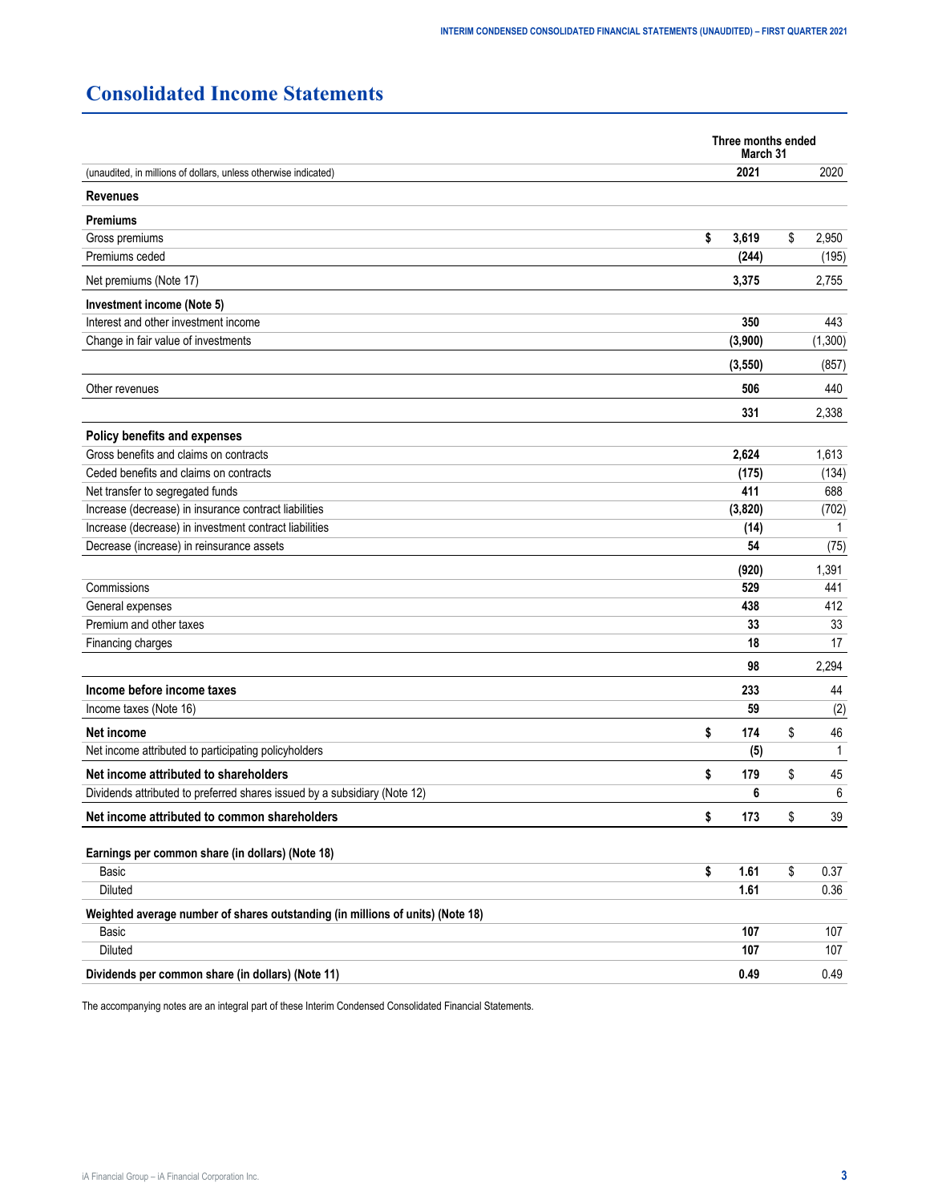# Consolidated Income Statements

| (unaudited, in millions of dollars, unless otherwise indicated) | Three months ended March 31 2021 | 2020 |
|---|---|---|
| **Revenues** | | |
| **Premiums** | | |
| Gross premiums | **$ 3,619** | $ 2,950 |
| Premiums ceded | **(244)** | (195) |
| Net premiums (Note 17) | **3,375** | 2,755 |
| **Investment income (Note 5)** | | |
| Interest and other investment income | **350** | 443 |
| Change in fair value of investments | **(3,900)** | (1,300) |
| | **(3,550)** | (857) |
| Other revenues | **506** | 440 |
| | **331** | 2,338 |
| **Policy benefits and expenses** | | |
| Gross benefits and claims on contracts | **2,624** | 1,613 |
| Ceded benefits and claims on contracts | **(175)** | (134) |
| Net transfer to segregated funds | **411** | 688 |
| Increase (decrease) in insurance contract liabilities | **(3,820)** | (702) |
| Increase (decrease) in investment contract liabilities | **(14)** | 1 |
| Decrease (increase) in reinsurance assets | **54** | (75) |
| | **(920)** | 1,391 |
| Commissions | **529** | 441 |
| General expenses | **438** | 412 |
| Premium and other taxes | **33** | 33 |
| Financing charges | **18** | 17 |
| | **98** | 2,294 |
| **Income before income taxes** | **233** | 44 |
| Income taxes (Note 16) | **59** | (2) |
| **Net income** | **$ 174** | $ 46 |
| Net income attributed to participating policyholders | **(5)** | 1 |
| **Net income attributed to shareholders** | **$ 179** | $ 45 |
| Dividends attributed to preferred shares issued by a subsidiary (Note 12) | **6** | 6 |
| **Net income attributed to common shareholders** | **$ 173** | $ 39 |
| | | |
| **Earnings per common share (in dollars) (Note 18)** | | |
| Basic | **$ 1.61** | $ 0.37 |
| Diluted | **1.61** | 0.36 |
| **Weighted average number of shares outstanding (in millions of units) (Note 18)** | | |
| Basic | **107** | 107 |
| Diluted | **107** | 107 |
| **Dividends per common share (in dollars) (Note 11)** | **0.49** | 0.49 |

The accompanying notes are an integral part of these Interim Condensed Consolidated Financial Statements.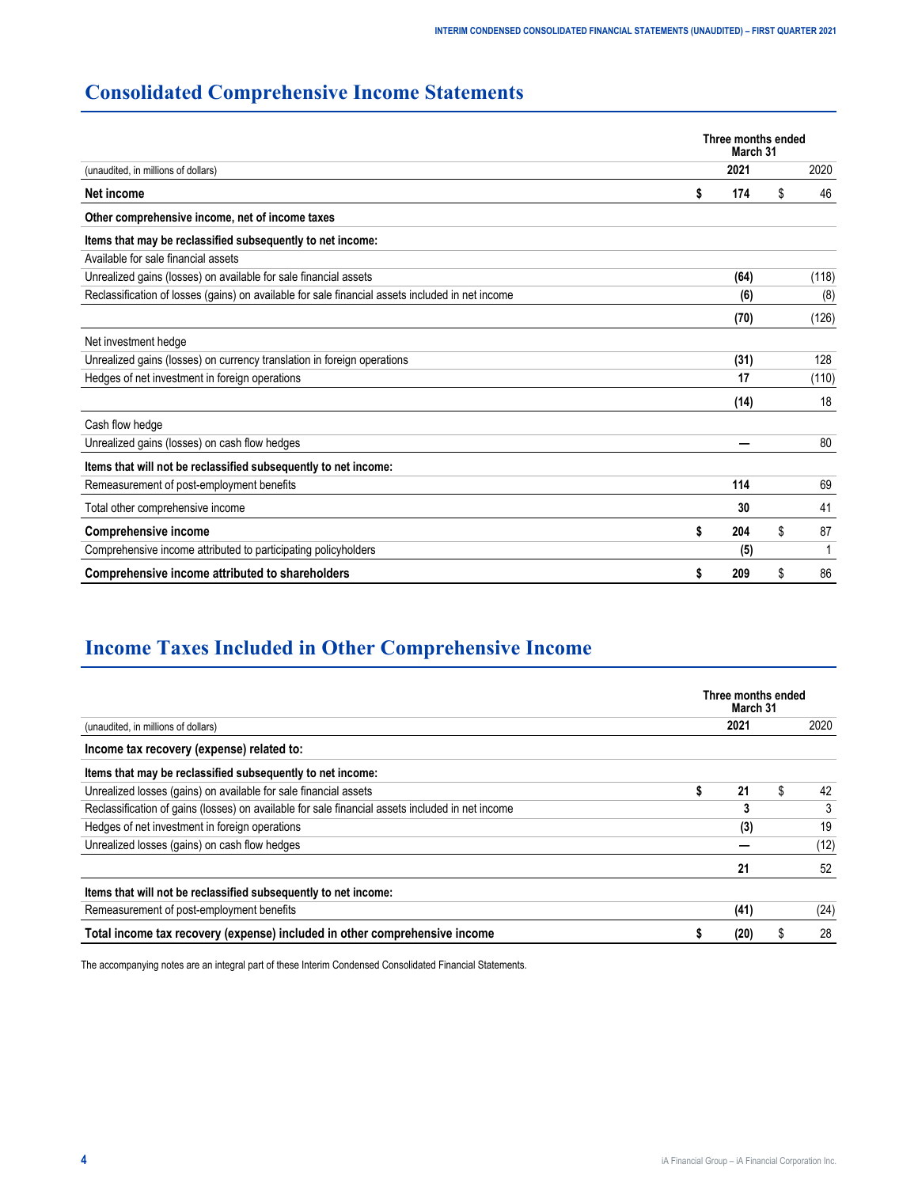# Consolidated Comprehensive Income Statements

| (unaudited, in millions of dollars) | Three months ended March 31 2021 | 2020 |
|---|---|---|
| **Net income** | **$ 174** | $ 46 |
| **Other comprehensive income, net of income taxes** | | |
| **Items that may be reclassified subsequently to net income:** | | |
| Available for sale financial assets | | |
| Unrealized gains (losses) on available for sale financial assets | **(64)** | (118) |
| Reclassification of losses (gains) on available for sale financial assets included in net income | **(6)** | (8) |
| | **(70)** | (126) |
| Net investment hedge | | |
| Unrealized gains (losses) on currency translation in foreign operations | **(31)** | 128 |
| Hedges of net investment in foreign operations | **17** | (110) |
| | **(14)** | 18 |
| Cash flow hedge | | |
| Unrealized gains (losses) on cash flow hedges | **—** | 80 |
| **Items that will not be reclassified subsequently to net income:** | | |
| Remeasurement of post-employment benefits | **114** | 69 |
| Total other comprehensive income | **30** | 41 |
| **Comprehensive income** | **$ 204** | $ 87 |
| Comprehensive income attributed to participating policyholders | **(5)** | 1 |
| **Comprehensive income attributed to shareholders** | **$ 209** | $ 86 |

# Income Taxes Included in Other Comprehensive Income

| (unaudited, in millions of dollars) | Three months ended March 31 2021 | 2020 |
|---|---|---|
| **Income tax recovery (expense) related to:** | | |
| **Items that may be reclassified subsequently to net income:** | | |
| Unrealized losses (gains) on available for sale financial assets | **$ 21** | $ 42 |
| Reclassification of gains (losses) on available for sale financial assets included in net income | **3** | 3 |
| Hedges of net investment in foreign operations | **(3)** | 19 |
| Unrealized losses (gains) on cash flow hedges | **—** | (12) |
| | **21** | 52 |
| **Items that will not be reclassified subsequently to net income:** | | |
| Remeasurement of post-employment benefits | **(41)** | (24) |
| **Total income tax recovery (expense) included in other comprehensive income** | **$ (20)** | $ 28 |

The accompanying notes are an integral part of these Interim Condensed Consolidated Financial Statements.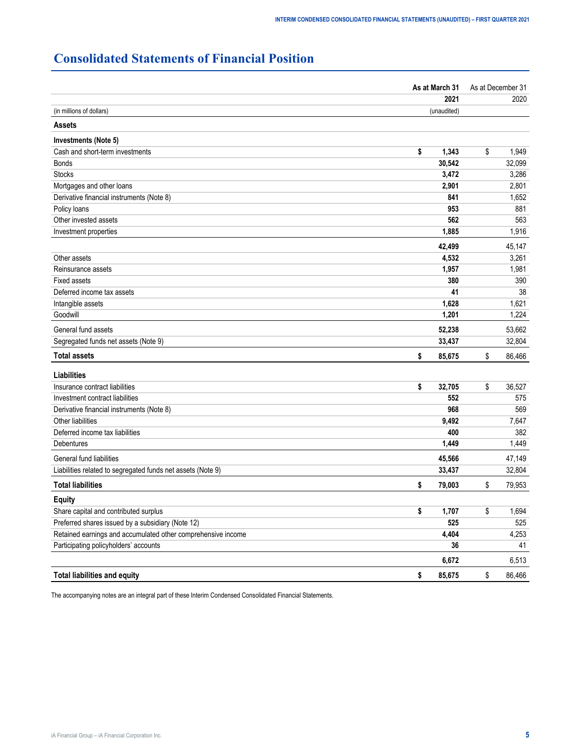# Consolidated Statements of Financial Position

| (in millions of dollars) | As at March 31 2021 (unaudited) | As at December 31 2020 |
|---|---|---|
| **Assets** | | |
| **Investments (Note 5)** | | |
| Cash and short-term investments | **$ 1,343** | $ 1,949 |
| Bonds | **30,542** | 32,099 |
| Stocks | **3,472** | 3,286 |
| Mortgages and other loans | **2,901** | 2,801 |
| Derivative financial instruments (Note 8) | **841** | 1,652 |
| Policy loans | **953** | 881 |
| Other invested assets | **562** | 563 |
| Investment properties | **1,885** | 1,916 |
| | **42,499** | 45,147 |
| Other assets | **4,532** | 3,261 |
| Reinsurance assets | **1,957** | 1,981 |
| Fixed assets | **380** | 390 |
| Deferred income tax assets | **41** | 38 |
| Intangible assets | **1,628** | 1,621 |
| Goodwill | **1,201** | 1,224 |
| General fund assets | **52,238** | 53,662 |
| Segregated funds net assets (Note 9) | **33,437** | 32,804 |
| **Total assets** | **$ 85,675** | $ 86,466 |
| **Liabilities** | | |
| Insurance contract liabilities | **$ 32,705** | $ 36,527 |
| Investment contract liabilities | **552** | 575 |
| Derivative financial instruments (Note 8) | **968** | 569 |
| Other liabilities | **9,492** | 7,647 |
| Deferred income tax liabilities | **400** | 382 |
| Debentures | **1,449** | 1,449 |
| General fund liabilities | **45,566** | 47,149 |
| Liabilities related to segregated funds net assets (Note 9) | **33,437** | 32,804 |
| **Total liabilities** | **$ 79,003** | $ 79,953 |
| **Equity** | | |
| Share capital and contributed surplus | **$ 1,707** | $ 1,694 |
| Preferred shares issued by a subsidiary (Note 12) | **525** | 525 |
| Retained earnings and accumulated other comprehensive income | **4,404** | 4,253 |
| Participating policyholders' accounts | **36** | 41 |
| | **6,672** | 6,513 |
| **Total liabilities and equity** | **$ 85,675** | $ 86,466 |

The accompanying notes are an integral part of these Interim Condensed Consolidated Financial Statements.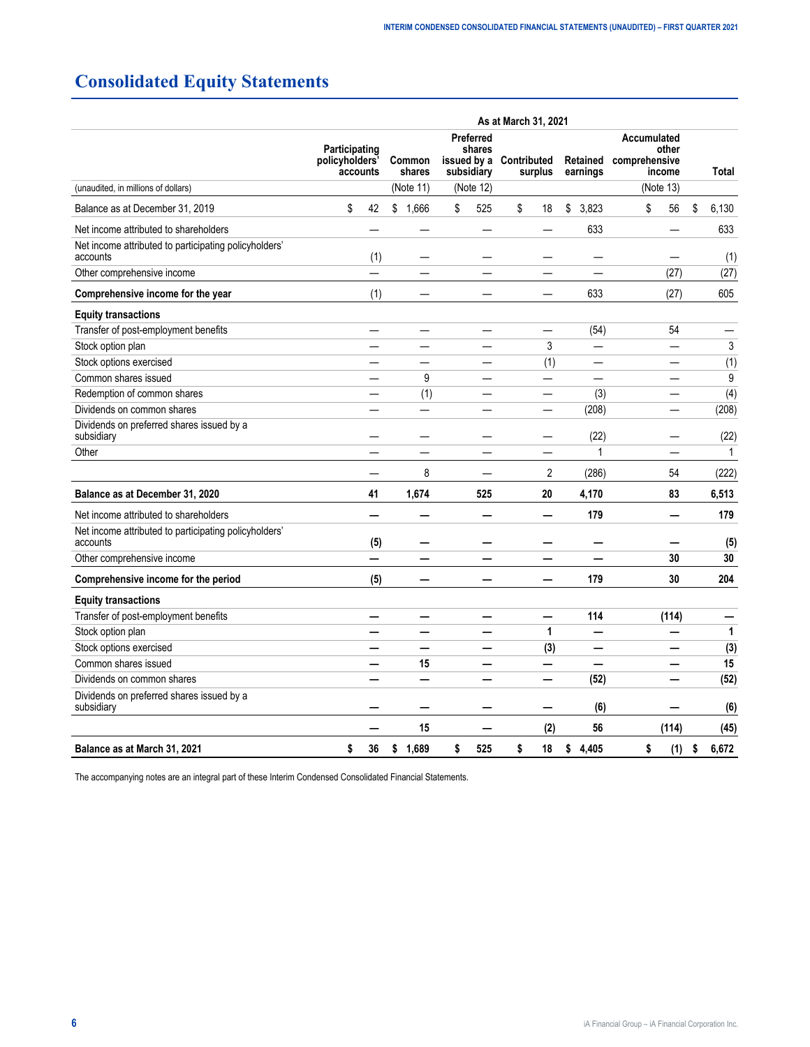# Consolidated Equity Statements

| | As at March 31, 2021 | | | | | | |
|---|---|---|---|---|---|---|---|
| (unaudited, in millions of dollars) | Participating policyholders' accounts | Common shares (Note 11) | Preferred shares issued by a subsidiary (Note 12) | Contributed surplus | Retained earnings | Accumulated other comprehensive income (Note 13) | Total |
| Balance as at December 31, 2019 | $ 42 | $ 1,666 | $ 525 | $ 18 | $ 3,823 | $ 56 | $ 6,130 |
| Net income attributed to shareholders | — | — | — | — | 633 | — | 633 |
| Net income attributed to participating policyholders' accounts | (1) | — | — | — | — | — | (1) |
| Other comprehensive income | — | — | — | — | — | (27) | (27) |
| **Comprehensive income for the year** | (1) | — | — | — | 633 | (27) | 605 |
| **Equity transactions** | | | | | | | |
| Transfer of post-employment benefits | — | — | — | — | (54) | 54 | — |
| Stock option plan | — | — | — | 3 | — | — | 3 |
| Stock options exercised | — | — | — | (1) | — | — | (1) |
| Common shares issued | — | 9 | — | — | — | — | 9 |
| Redemption of common shares | — | (1) | — | — | (3) | — | (4) |
| Dividends on common shares | — | — | — | — | (208) | — | (208) |
| Dividends on preferred shares issued by a subsidiary | — | — | — | — | (22) | — | (22) |
| Other | — | — | — | — | 1 | — | 1 |
| | — | 8 | — | 2 | (286) | 54 | (222) |
| **Balance as at December 31, 2020** | **41** | **1,674** | **525** | **20** | **4,170** | **83** | **6,513** |
| Net income attributed to shareholders | **—** | **—** | **—** | **—** | **179** | **—** | **179** |
| Net income attributed to participating policyholders' accounts | **(5)** | **—** | **—** | **—** | **—** | **—** | **(5)** |
| Other comprehensive income | **—** | **—** | **—** | **—** | **—** | **30** | **30** |
| **Comprehensive income for the period** | **(5)** | **—** | **—** | **—** | **179** | **30** | **204** |
| **Equity transactions** | | | | | | | |
| Transfer of post-employment benefits | **—** | **—** | **—** | **—** | **114** | **(114)** | **—** |
| Stock option plan | **—** | **—** | **—** | **1** | **—** | **—** | **1** |
| Stock options exercised | **—** | **—** | **—** | **(3)** | **—** | **—** | **(3)** |
| Common shares issued | **—** | **15** | **—** | **—** | **—** | **—** | **15** |
| Dividends on common shares | **—** | **—** | **—** | **—** | **(52)** | **—** | **(52)** |
| Dividends on preferred shares issued by a subsidiary | **—** | **—** | **—** | **—** | **(6)** | **—** | **(6)** |
| | **—** | **15** | **—** | **(2)** | **56** | **(114)** | **(45)** |
| **Balance as at March 31, 2021** | **$ 36** | **$ 1,689** | **$ 525** | **$ 18** | **$ 4,405** | **$ (1)** | **$ 6,672** |

The accompanying notes are an integral part of these Interim Condensed Consolidated Financial Statements.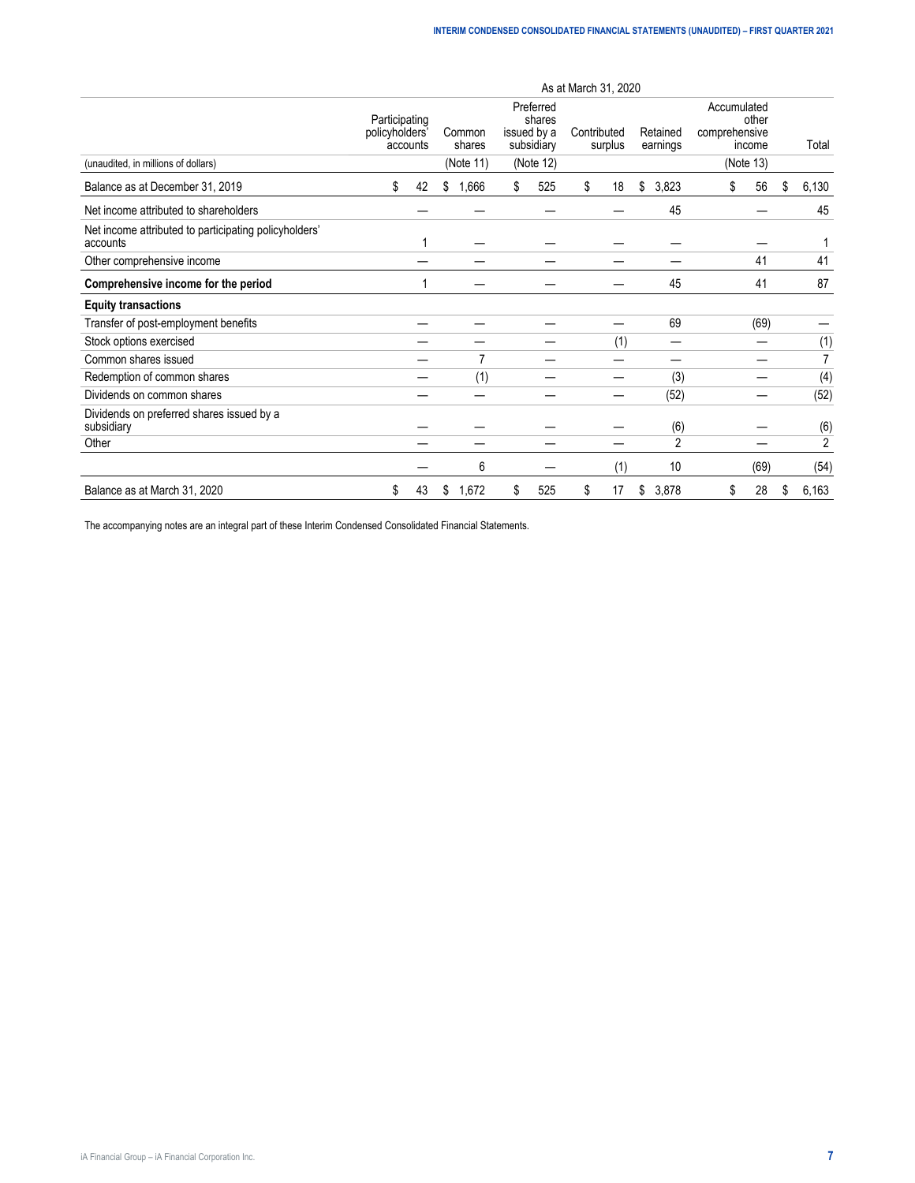| | As at March 31, 2020 | | | | | | |
|---|---|---|---|---|---|---|---|
| | Participating policyholders' accounts | Common shares | Preferred shares issued by a subsidiary | Contributed surplus | Retained earnings | Accumulated other comprehensive income | Total |
| (unaudited, in millions of dollars) | | (Note 11) | (Note 12) | | | (Note 13) | |
| Balance as at December 31, 2019 | $ 42 | $ 1,666 | $ 525 | $ 18 | $ 3,823 | $ 56 | $ 6,130 |
| Net income attributed to shareholders | — | — | — | — | 45 | — | 45 |
| Net income attributed to participating policyholders' accounts | 1 | — | — | — | — | — | 1 |
| Other comprehensive income | — | — | — | — | — | 41 | 41 |
| **Comprehensive income for the period** | 1 | — | — | — | 45 | 41 | 87 |
| **Equity transactions** | | | | | | | |
| Transfer of post-employment benefits | — | — | — | — | 69 | (69) | — |
| Stock options exercised | — | — | — | (1) | — | — | (1) |
| Common shares issued | — | 7 | — | — | — | — | 7 |
| Redemption of common shares | — | (1) | — | — | (3) | — | (4) |
| Dividends on common shares | — | — | — | — | (52) | — | (52) |
| Dividends on preferred shares issued by a subsidiary | — | — | — | — | (6) | — | (6) |
| Other | — | — | — | — | 2 | — | 2 |
| | — | 6 | — | (1) | 10 | (69) | (54) |
| Balance as at March 31, 2020 | $ 43 | $ 1,672 | $ 525 | $ 17 | $ 3,878 | $ 28 | $ 6,163 |

The accompanying notes are an integral part of these Interim Condensed Consolidated Financial Statements.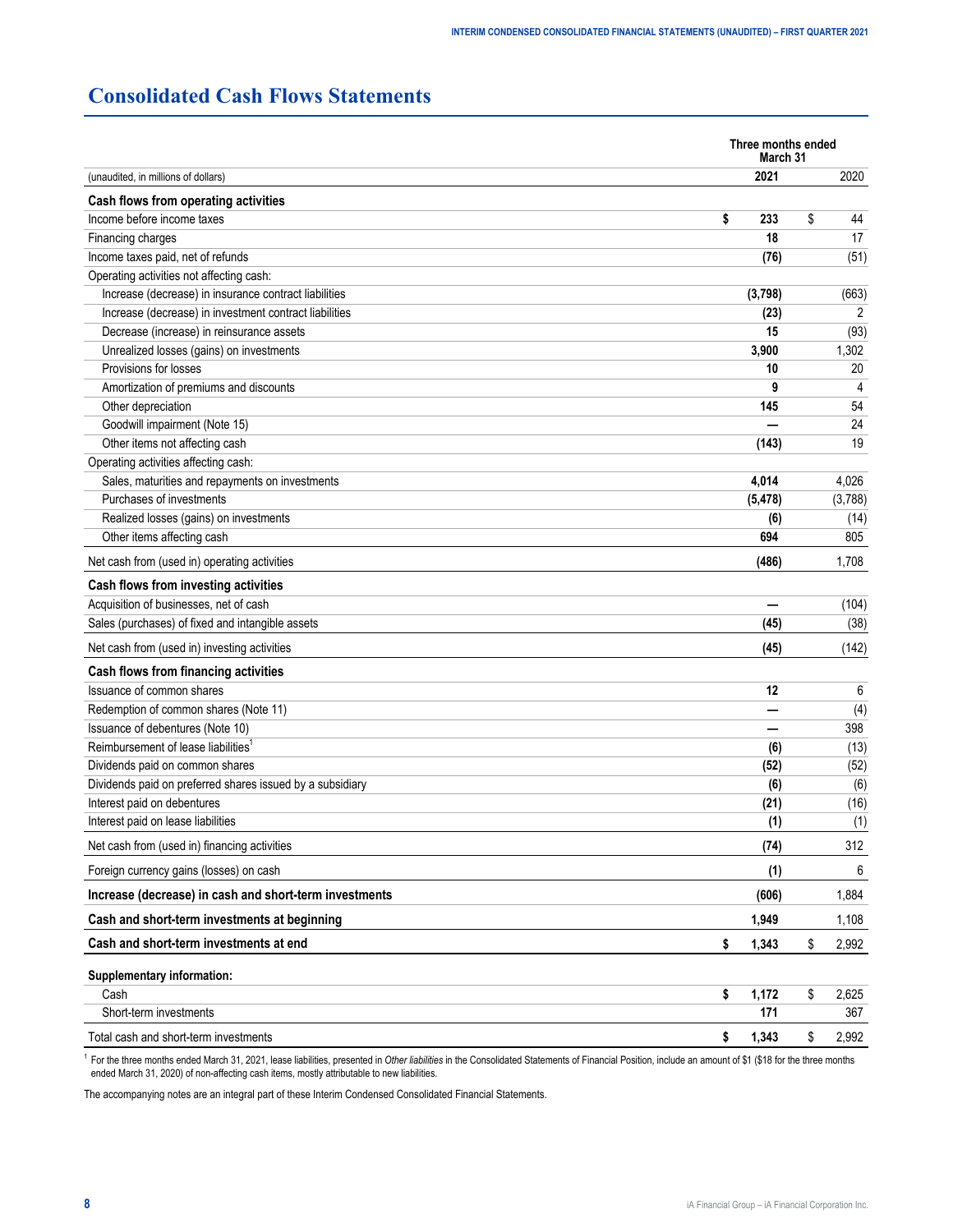# Consolidated Cash Flows Statements

| (unaudited, in millions of dollars) | Three months ended March 31 2021 | 2020 |
|---|---|---|
| **Cash flows from operating activities** | | |
| Income before income taxes | **$ 233** | $ 44 |
| Financing charges | **18** | 17 |
| Income taxes paid, net of refunds | **(76)** | (51) |
| Operating activities not affecting cash: | | |
| Increase (decrease) in insurance contract liabilities | **(3,798)** | (663) |
| Increase (decrease) in investment contract liabilities | **(23)** | 2 |
| Decrease (increase) in reinsurance assets | **15** | (93) |
| Unrealized losses (gains) on investments | **3,900** | 1,302 |
| Provisions for losses | **10** | 20 |
| Amortization of premiums and discounts | **9** | 4 |
| Other depreciation | **145** | 54 |
| Goodwill impairment (Note 15) | **—** | 24 |
| Other items not affecting cash | **(143)** | 19 |
| Operating activities affecting cash: | | |
| Sales, maturities and repayments on investments | **4,014** | 4,026 |
| Purchases of investments | **(5,478)** | (3,788) |
| Realized losses (gains) on investments | **(6)** | (14) |
| Other items affecting cash | **694** | 805 |
| Net cash from (used in) operating activities | **(486)** | 1,708 |
| **Cash flows from investing activities** | | |
| Acquisition of businesses, net of cash | **—** | (104) |
| Sales (purchases) of fixed and intangible assets | **(45)** | (38) |
| Net cash from (used in) investing activities | **(45)** | (142) |
| **Cash flows from financing activities** | | |
| Issuance of common shares | **12** | 6 |
| Redemption of common shares (Note 11) | **—** | (4) |
| Issuance of debentures (Note 10) | **—** | 398 |
| Reimbursement of lease liabilities[1] | **(6)** | (13) |
| Dividends paid on common shares | **(52)** | (52) |
| Dividends paid on preferred shares issued by a subsidiary | **(6)** | (6) |
| Interest paid on debentures | **(21)** | (16) |
| Interest paid on lease liabilities | **(1)** | (1) |
| Net cash from (used in) financing activities | **(74)** | 312 |
| Foreign currency gains (losses) on cash | **(1)** | 6 |
| **Increase (decrease) in cash and short-term investments** | **(606)** | 1,884 |
| **Cash and short-term investments at beginning** | **1,949** | 1,108 |
| **Cash and short-term investments at end** | **$ 1,343** | $ 2,992 |
| **Supplementary information:** | | |
| Cash | **$ 1,172** | $ 2,625 |
| Short-term investments | **171** | 367 |
| Total cash and short-term investments | **$ 1,343** | $ 2,992 |

[1] For the three months ended March 31, 2021, lease liabilities, presented in *Other liabilities* in the Consolidated Statements of Financial Position, include an amount of $1 ($18 for the three months ended March 31, 2020) of non-affecting cash items, mostly attributable to new liabilities.

The accompanying notes are an integral part of these Interim Condensed Consolidated Financial Statements.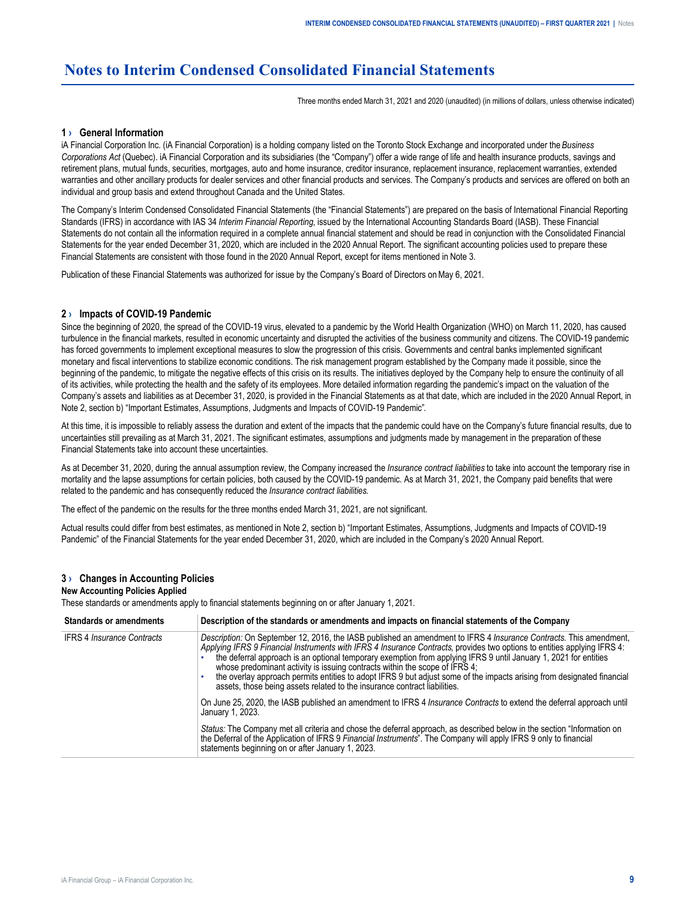# Notes to Interim Condensed Consolidated Financial Statements

Three months ended March 31, 2021 and 2020 (unaudited) (in millions of dollars, unless otherwise indicated)

## 1 › General Information

iA Financial Corporation Inc. (iA Financial Corporation) is a holding company listed on the Toronto Stock Exchange and incorporated under the *Business Corporations Act* (Quebec). iA Financial Corporation and its subsidiaries (the "Company") offer a wide range of life and health insurance products, savings and retirement plans, mutual funds, securities, mortgages, auto and home insurance, creditor insurance, replacement insurance, replacement warranties, extended warranties and other ancillary products for dealer services and other financial products and services. The Company's products and services are offered on both an individual and group basis and extend throughout Canada and the United States.

The Company's Interim Condensed Consolidated Financial Statements (the "Financial Statements") are prepared on the basis of International Financial Reporting Standards (IFRS) in accordance with IAS 34 *Interim Financial Reporting*, issued by the International Accounting Standards Board (IASB). These Financial Statements do not contain all the information required in a complete annual financial statement and should be read in conjunction with the Consolidated Financial Statements for the year ended December 31, 2020, which are included in the 2020 Annual Report. The significant accounting policies used to prepare these Financial Statements are consistent with those found in the 2020 Annual Report, except for items mentioned in Note 3.

Publication of these Financial Statements was authorized for issue by the Company's Board of Directors on May 6, 2021.

## 2 › Impacts of COVID-19 Pandemic

Since the beginning of 2020, the spread of the COVID-19 virus, elevated to a pandemic by the World Health Organization (WHO) on March 11, 2020, has caused turbulence in the financial markets, resulted in economic uncertainty and disrupted the activities of the business community and citizens. The COVID-19 pandemic has forced governments to implement exceptional measures to slow the progression of this crisis. Governments and central banks implemented significant monetary and fiscal interventions to stabilize economic conditions. The risk management program established by the Company made it possible, since the beginning of the pandemic, to mitigate the negative effects of this crisis on its results. The initiatives deployed by the Company help to ensure the continuity of all of its activities, while protecting the health and the safety of its employees. More detailed information regarding the pandemic's impact on the valuation of the Company's assets and liabilities as at December 31, 2020, is provided in the Financial Statements as at that date, which are included in the 2020 Annual Report, in Note 2, section b) "Important Estimates, Assumptions, Judgments and Impacts of COVID-19 Pandemic".

At this time, it is impossible to reliably assess the duration and extent of the impacts that the pandemic could have on the Company's future financial results, due to uncertainties still prevailing as at March 31, 2021. The significant estimates, assumptions and judgments made by management in the preparation of these Financial Statements take into account these uncertainties.

As at December 31, 2020, during the annual assumption review, the Company increased the *Insurance contract liabilities* to take into account the temporary rise in mortality and the lapse assumptions for certain policies, both caused by the COVID-19 pandemic. As at March 31, 2021, the Company paid benefits that were related to the pandemic and has consequently reduced the *Insurance contract liabilities*.

The effect of the pandemic on the results for the three months ended March 31, 2021, are not significant.

Actual results could differ from best estimates, as mentioned in Note 2, section b) "Important Estimates, Assumptions, Judgments and Impacts of COVID-19 Pandemic" of the Financial Statements for the year ended December 31, 2020, which are included in the Company's 2020 Annual Report.

## 3 › Changes in Accounting Policies

**New Accounting Policies Applied**

These standards or amendments apply to financial statements beginning on or after January 1, 2021.

| Standards or amendments | Description of the standards or amendments and impacts on financial statements of the Company |
|---|---|
| IFRS 4 *Insurance Contracts* | *Description:* On September 12, 2016, the IASB published an amendment to IFRS 4 *Insurance Contracts*. This amendment, *Applying IFRS 9 Financial Instruments with IFRS 4 Insurance Contracts*, provides two options to entities applying IFRS 4: • the deferral approach is an optional temporary exemption from applying IFRS 9 until January 1, 2021 for entities whose predominant activity is issuing contracts within the scope of IFRS 4; • the overlay approach permits entities to adopt IFRS 9 but adjust some of the impacts arising from designated financial assets, those being assets related to the insurance contract liabilities. On June 25, 2020, the IASB published an amendment to IFRS 4 *Insurance Contracts* to extend the deferral approach until January 1, 2023. *Status:* The Company met all criteria and chose the deferral approach, as described below in the section "Information on the Deferral of the Application of IFRS 9 *Financial Instruments*". The Company will apply IFRS 9 only to financial statements beginning on or after January 1, 2023. |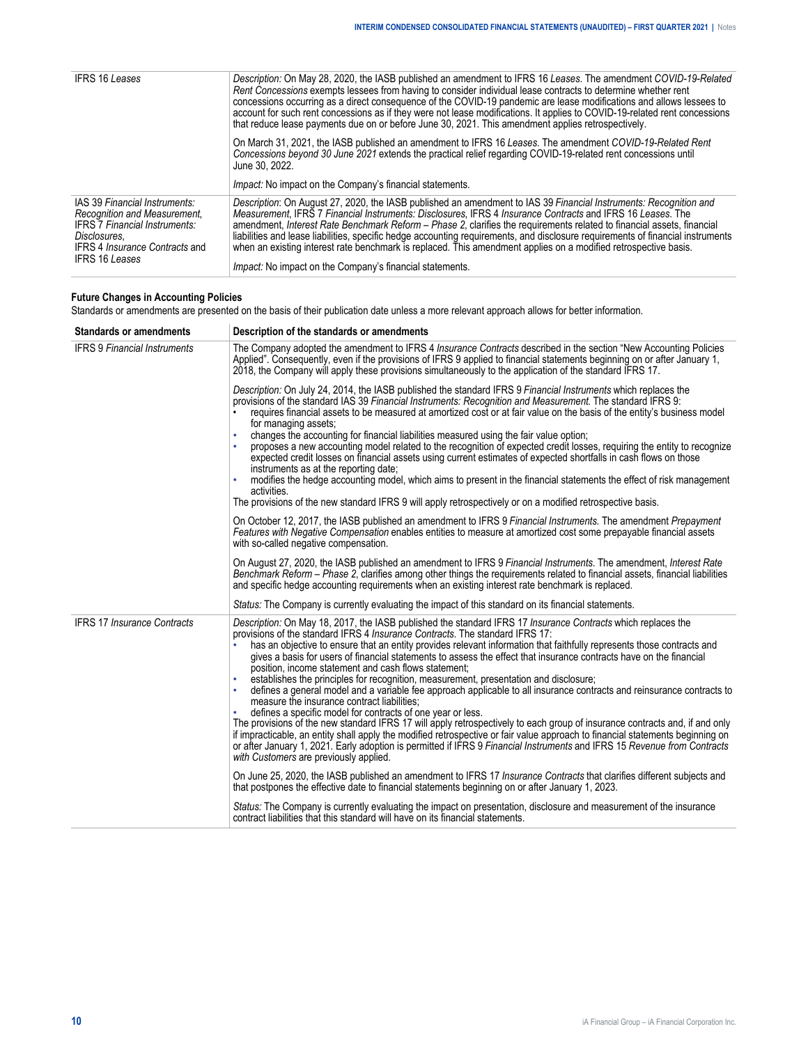| | |
|---|---|
| IFRS 16 *Leases* | *Description:* On May 28, 2020, the IASB published an amendment to IFRS 16 *Leases*. The amendment *COVID-19-Related Rent Concessions* exempts lessees from having to consider individual lease contracts to determine whether rent concessions occurring as a direct consequence of the COVID-19 pandemic are lease modifications and allows lessees to account for such rent concessions as if they were not lease modifications. It applies to COVID-19-related rent concessions that reduce lease payments due on or before June 30, 2021. This amendment applies retrospectively.<br><br>On March 31, 2021, the IASB published an amendment to IFRS 16 *Leases*. The amendment *COVID-19-Related Rent Concessions beyond 30 June 2021* extends the practical relief regarding COVID-19-related rent concessions until June 30, 2022.<br><br>*Impact:* No impact on the Company's financial statements. |
| IAS 39 *Financial Instruments: Recognition and Measurement*, IFRS 7 *Financial Instruments: Disclosures*, IFRS 4 *Insurance Contracts* and IFRS 16 *Leases* | *Description*: On August 27, 2020, the IASB published an amendment to IAS 39 *Financial Instruments: Recognition and Measurement*, IFRS 7 *Financial Instruments: Disclosures*, IFRS 4 *Insurance Contracts* and IFRS 16 *Leases*. The amendment, *Interest Rate Benchmark Reform – Phase 2*, clarifies the requirements related to financial assets, financial liabilities and lease liabilities, specific hedge accounting requirements, and disclosure requirements of financial instruments when an existing interest rate benchmark is replaced. This amendment applies on a modified retrospective basis.<br><br>*Impact:* No impact on the Company's financial statements. |

**Future Changes in Accounting Policies**

Standards or amendments are presented on the basis of their publication date unless a more relevant approach allows for better information.

| Standards or amendments | Description of the standards or amendments |
|---|---|
| IFRS 9 *Financial Instruments* | The Company adopted the amendment to IFRS 4 *Insurance Contracts* described in the section "New Accounting Policies Applied". Consequently, even if the provisions of IFRS 9 applied to financial statements beginning on or after January 1, 2018, the Company will apply these provisions simultaneously to the application of the standard IFRS 17.<br><br>*Description:* On July 24, 2014, the IASB published the standard IFRS 9 *Financial Instruments* which replaces the provisions of the standard IAS 39 *Financial Instruments: Recognition and Measurement*. The standard IFRS 9:<br>• requires financial assets to be measured at amortized cost or at fair value on the basis of the entity's business model for managing assets;<br>• changes the accounting for financial liabilities measured using the fair value option;<br>• proposes a new accounting model related to the recognition of expected credit losses, requiring the entity to recognize expected credit losses on financial assets using current estimates of expected shortfalls in cash flows on those instruments as at the reporting date;<br>• modifies the hedge accounting model, which aims to present in the financial statements the effect of risk management activities.<br>The provisions of the new standard IFRS 9 will apply retrospectively or on a modified retrospective basis.<br><br>On October 12, 2017, the IASB published an amendment to IFRS 9 *Financial Instruments*. The amendment *Prepayment Features with Negative Compensation* enables entities to measure at amortized cost some prepayable financial assets with so-called negative compensation.<br><br>On August 27, 2020, the IASB published an amendment to IFRS 9 *Financial Instruments*. The amendment, *Interest Rate Benchmark Reform – Phase 2*, clarifies among other things the requirements related to financial assets, financial liabilities and specific hedge accounting requirements when an existing interest rate benchmark is replaced.<br><br>*Status:* The Company is currently evaluating the impact of this standard on its financial statements. |
| IFRS 17 *Insurance Contracts* | *Description:* On May 18, 2017, the IASB published the standard IFRS 17 *Insurance Contracts* which replaces the provisions of the standard IFRS 4 *Insurance Contracts*. The standard IFRS 17:<br>• has an objective to ensure that an entity provides relevant information that faithfully represents those contracts and gives a basis for users of financial statements to assess the effect that insurance contracts have on the financial position, income statement and cash flows statement;<br>• establishes the principles for recognition, measurement, presentation and disclosure;<br>• defines a general model and a variable fee approach applicable to all insurance contracts and reinsurance contracts to measure the insurance contract liabilities;<br>• defines a specific model for contracts of one year or less.<br>The provisions of the new standard IFRS 17 will apply retrospectively to each group of insurance contracts and, if and only if impracticable, an entity shall apply the modified retrospective or fair value approach to financial statements beginning on or after January 1, 2021. Early adoption is permitted if IFRS 9 *Financial Instruments* and IFRS 15 *Revenue from Contracts with Customers* are previously applied.<br><br>On June 25, 2020, the IASB published an amendment to IFRS 17 *Insurance Contracts* that clarifies different subjects and that postpones the effective date to financial statements beginning on or after January 1, 2023.<br><br>*Status:* The Company is currently evaluating the impact on presentation, disclosure and measurement of the insurance contract liabilities that this standard will have on its financial statements. |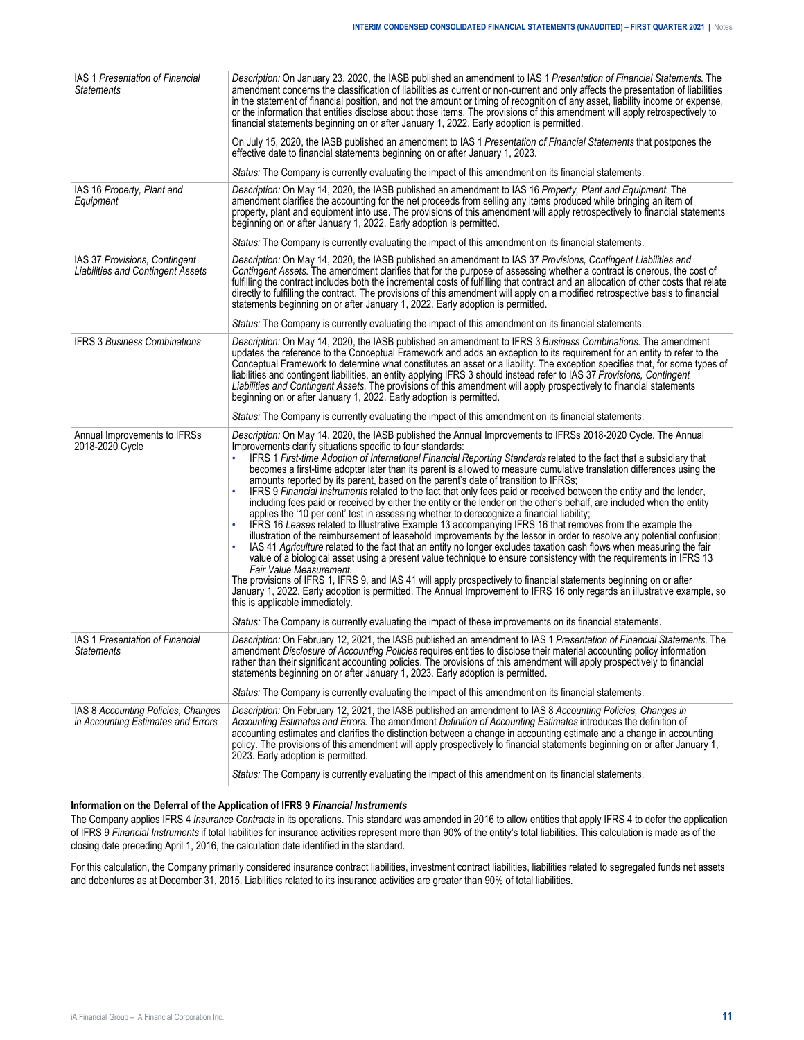| | |
|---|---|
| IAS 1 *Presentation of Financial Statements* | *Description:* On January 23, 2020, the IASB published an amendment to IAS 1 *Presentation of Financial Statements*. The amendment concerns the classification of liabilities as current or non-current and only affects the presentation of liabilities in the statement of financial position, and not the amount or timing of recognition of any asset, liability income or expense, or the information that entities disclose about those items. The provisions of this amendment will apply retrospectively to financial statements beginning on or after January 1, 2022. Early adoption is permitted.<br><br>On July 15, 2020, the IASB published an amendment to IAS 1 *Presentation of Financial Statements* that postpones the effective date to financial statements beginning on or after January 1, 2023.<br><br>*Status:* The Company is currently evaluating the impact of this amendment on its financial statements. |
| IAS 16 *Property, Plant and Equipment* | *Description:* On May 14, 2020, the IASB published an amendment to IAS 16 *Property, Plant and Equipment*. The amendment clarifies the accounting for the net proceeds from selling any items produced while bringing an item of property, plant and equipment into use. The provisions of this amendment will apply retrospectively to financial statements beginning on or after January 1, 2022. Early adoption is permitted.<br><br>*Status:* The Company is currently evaluating the impact of this amendment on its financial statements. |
| IAS 37 *Provisions, Contingent Liabilities and Contingent Assets* | *Description:* On May 14, 2020, the IASB published an amendment to IAS 37 *Provisions, Contingent Liabilities and Contingent Assets*. The amendment clarifies that for the purpose of assessing whether a contract is onerous, the cost of fulfilling the contract includes both the incremental costs of fulfilling that contract and an allocation of other costs that relate directly to fulfilling the contract. The provisions of this amendment will apply on a modified retrospective basis to financial statements beginning on or after January 1, 2022. Early adoption is permitted.<br><br>*Status:* The Company is currently evaluating the impact of this amendment on its financial statements. |
| IFRS 3 *Business Combinations* | *Description:* On May 14, 2020, the IASB published an amendment to IFRS 3 *Business Combinations*. The amendment updates the reference to the Conceptual Framework and adds an exception to its requirement for an entity to refer to the Conceptual Framework to determine what constitutes an asset or a liability. The exception specifies that, for some types of liabilities and contingent liabilities, an entity applying IFRS 3 should instead refer to IAS 37 *Provisions, Contingent Liabilities and Contingent Assets*. The provisions of this amendment will apply prospectively to financial statements beginning on or after January 1, 2022. Early adoption is permitted.<br><br>*Status:* The Company is currently evaluating the impact of this amendment on its financial statements. |
| Annual Improvements to IFRSs 2018-2020 Cycle | *Description:* On May 14, 2020, the IASB published the Annual Improvements to IFRSs 2018-2020 Cycle. The Annual Improvements clarify situations specific to four standards:<br>• IFRS 1 *First-time Adoption of International Financial Reporting Standards* related to the fact that a subsidiary that becomes a first-time adopter later than its parent is allowed to measure cumulative translation differences using the amounts reported by its parent, based on the parent's date of transition to IFRSs;<br>• IFRS 9 *Financial Instruments* related to the fact that only fees paid or received between the entity and the lender, including fees paid or received by either the entity or the lender on the other's behalf, are included when the entity applies the '10 per cent' test in assessing whether to derecognize a financial liability;<br>• IFRS 16 *Leases* related to Illustrative Example 13 accompanying IFRS 16 that removes from the example the illustration of the reimbursement of leasehold improvements by the lessor in order to resolve any potential confusion;<br>• IAS 41 *Agriculture* related to the fact that an entity no longer excludes taxation cash flows when measuring the fair value of a biological asset using a present value technique to ensure consistency with the requirements in IFRS 13 *Fair Value Measurement*.<br>The provisions of IFRS 1, IFRS 9, and IAS 41 will apply prospectively to financial statements beginning on or after January 1, 2022. Early adoption is permitted. The Annual Improvement to IFRS 16 only regards an illustrative example, so this is applicable immediately.<br><br>*Status:* The Company is currently evaluating the impact of these improvements on its financial statements. |
| IAS 1 *Presentation of Financial Statements* | *Description:* On February 12, 2021, the IASB published an amendment to IAS 1 *Presentation of Financial Statements*. The amendment *Disclosure of Accounting Policies* requires entities to disclose their material accounting policy information rather than their significant accounting policies. The provisions of this amendment will apply prospectively to financial statements beginning on or after January 1, 2023. Early adoption is permitted.<br><br>*Status:* The Company is currently evaluating the impact of this amendment on its financial statements. |
| IAS 8 *Accounting Policies, Changes in Accounting Estimates and Errors* | *Description:* On February 12, 2021, the IASB published an amendment to IAS 8 *Accounting Policies, Changes in Accounting Estimates and Errors*. The amendment *Definition of Accounting Estimates* introduces the definition of accounting estimates and clarifies the distinction between a change in accounting estimate and a change in accounting policy. The provisions of this amendment will apply prospectively to financial statements beginning on or after January 1, 2023. Early adoption is permitted.<br><br>*Status:* The Company is currently evaluating the impact of this amendment on its financial statements. |

**Information on the Deferral of the Application of IFRS 9 *Financial Instruments***

The Company applies IFRS 4 *Insurance Contracts* in its operations. This standard was amended in 2016 to allow entities that apply IFRS 4 to defer the application of IFRS 9 *Financial Instruments* if total liabilities for insurance activities represent more than 90% of the entity's total liabilities. This calculation is made as of the closing date preceding April 1, 2016, the calculation date identified in the standard.

For this calculation, the Company primarily considered insurance contract liabilities, investment contract liabilities, liabilities related to segregated funds net assets and debentures as at December 31, 2015. Liabilities related to its insurance activities are greater than 90% of total liabilities.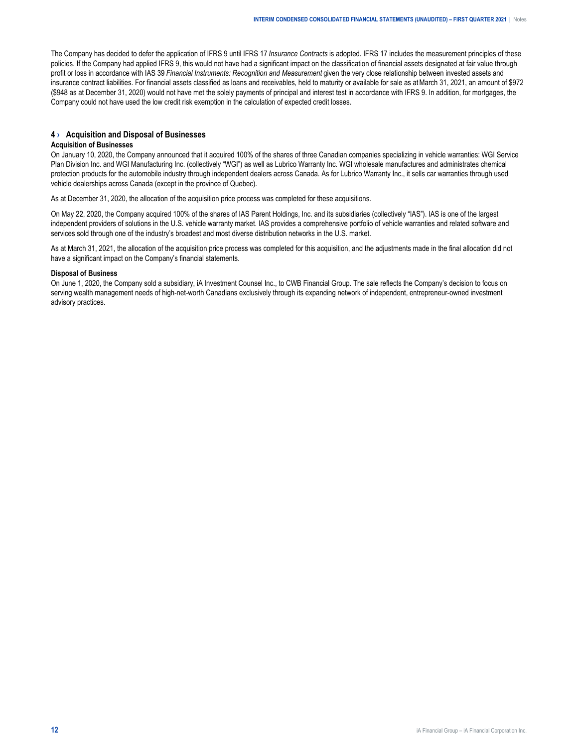The Company has decided to defer the application of IFRS 9 until IFRS 17 *Insurance Contracts* is adopted. IFRS 17 includes the measurement principles of these policies. If the Company had applied IFRS 9, this would not have had a significant impact on the classification of financial assets designated at fair value through profit or loss in accordance with IAS 39 *Financial Instruments: Recognition and Measurement* given the very close relationship between invested assets and insurance contract liabilities. For financial assets classified as loans and receivables, held to maturity or available for sale as at March 31, 2021, an amount of $972 ($948 as at December 31, 2020) would not have met the solely payments of principal and interest test in accordance with IFRS 9. In addition, for mortgages, the Company could not have used the low credit risk exemption in the calculation of expected credit losses.

## 4 › Acquisition and Disposal of Businesses

**Acquisition of Businesses**

On January 10, 2020, the Company announced that it acquired 100% of the shares of three Canadian companies specializing in vehicle warranties: WGI Service Plan Division Inc. and WGI Manufacturing Inc. (collectively "WGI") as well as Lubrico Warranty Inc. WGI wholesale manufactures and administrates chemical protection products for the automobile industry through independent dealers across Canada. As for Lubrico Warranty Inc., it sells car warranties through used vehicle dealerships across Canada (except in the province of Quebec).

As at December 31, 2020, the allocation of the acquisition price process was completed for these acquisitions.

On May 22, 2020, the Company acquired 100% of the shares of IAS Parent Holdings, Inc. and its subsidiaries (collectively "IAS"). IAS is one of the largest independent providers of solutions in the U.S. vehicle warranty market. IAS provides a comprehensive portfolio of vehicle warranties and related software and services sold through one of the industry's broadest and most diverse distribution networks in the U.S. market.

As at March 31, 2021, the allocation of the acquisition price process was completed for this acquisition, and the adjustments made in the final allocation did not have a significant impact on the Company's financial statements.

**Disposal of Business**

On June 1, 2020, the Company sold a subsidiary, iA Investment Counsel Inc., to CWB Financial Group. The sale reflects the Company's decision to focus on serving wealth management needs of high-net-worth Canadians exclusively through its expanding network of independent, entrepreneur-owned investment advisory practices.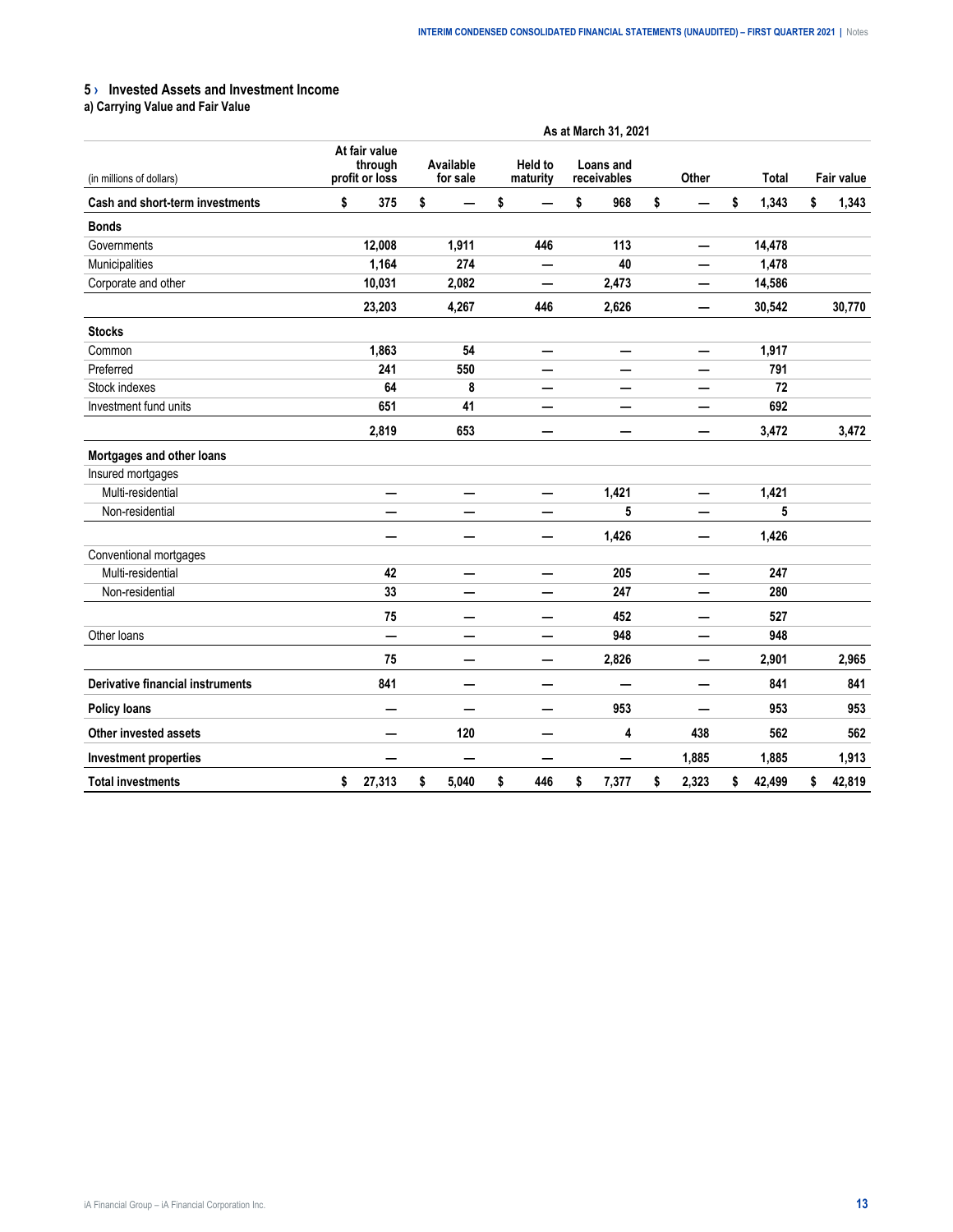## 5 › Invested Assets and Investment Income

### a) Carrying Value and Fair Value

| | As at March 31, 2021 | | | | | | |
|---|---|---|---|---|---|---|---|
| (in millions of dollars) | At fair value through profit or loss | Available for sale | Held to maturity | Loans and receivables | Other | Total | Fair value |
| **Cash and short-term investments** | $ 375 | $ — | $ — | $ 968 | $ — | $ 1,343 | $ 1,343 |
| **Bonds** | | | | | | | |
| Governments | 12,008 | 1,911 | 446 | 113 | — | 14,478 | |
| Municipalities | 1,164 | 274 | — | 40 | — | 1,478 | |
| Corporate and other | 10,031 | 2,082 | — | 2,473 | — | 14,586 | |
| | 23,203 | 4,267 | 446 | 2,626 | — | 30,542 | 30,770 |
| **Stocks** | | | | | | | |
| Common | 1,863 | 54 | — | — | — | 1,917 | |
| Preferred | 241 | 550 | — | — | — | 791 | |
| Stock indexes | 64 | 8 | — | — | — | 72 | |
| Investment fund units | 651 | 41 | — | — | — | 692 | |
| | 2,819 | 653 | — | — | — | 3,472 | 3,472 |
| **Mortgages and other loans** | | | | | | | |
| Insured mortgages | | | | | | | |
| Multi-residential | — | — | — | 1,421 | — | 1,421 | |
| Non-residential | — | — | — | 5 | — | 5 | |
| | — | — | — | 1,426 | — | 1,426 | |
| Conventional mortgages | | | | | | | |
| Multi-residential | 42 | — | — | 205 | — | 247 | |
| Non-residential | 33 | — | — | 247 | — | 280 | |
| | 75 | — | — | 452 | — | 527 | |
| Other loans | — | — | — | 948 | — | 948 | |
| | 75 | — | — | 2,826 | — | 2,901 | 2,965 |
| **Derivative financial instruments** | 841 | — | — | — | — | 841 | 841 |
| **Policy loans** | — | — | — | 953 | — | 953 | 953 |
| **Other invested assets** | — | 120 | — | 4 | 438 | 562 | 562 |
| **Investment properties** | — | — | — | — | 1,885 | 1,885 | 1,913 |
| **Total investments** | $ 27,313 | $ 5,040 | $ 446 | $ 7,377 | $ 2,323 | $ 42,499 | $ 42,819 |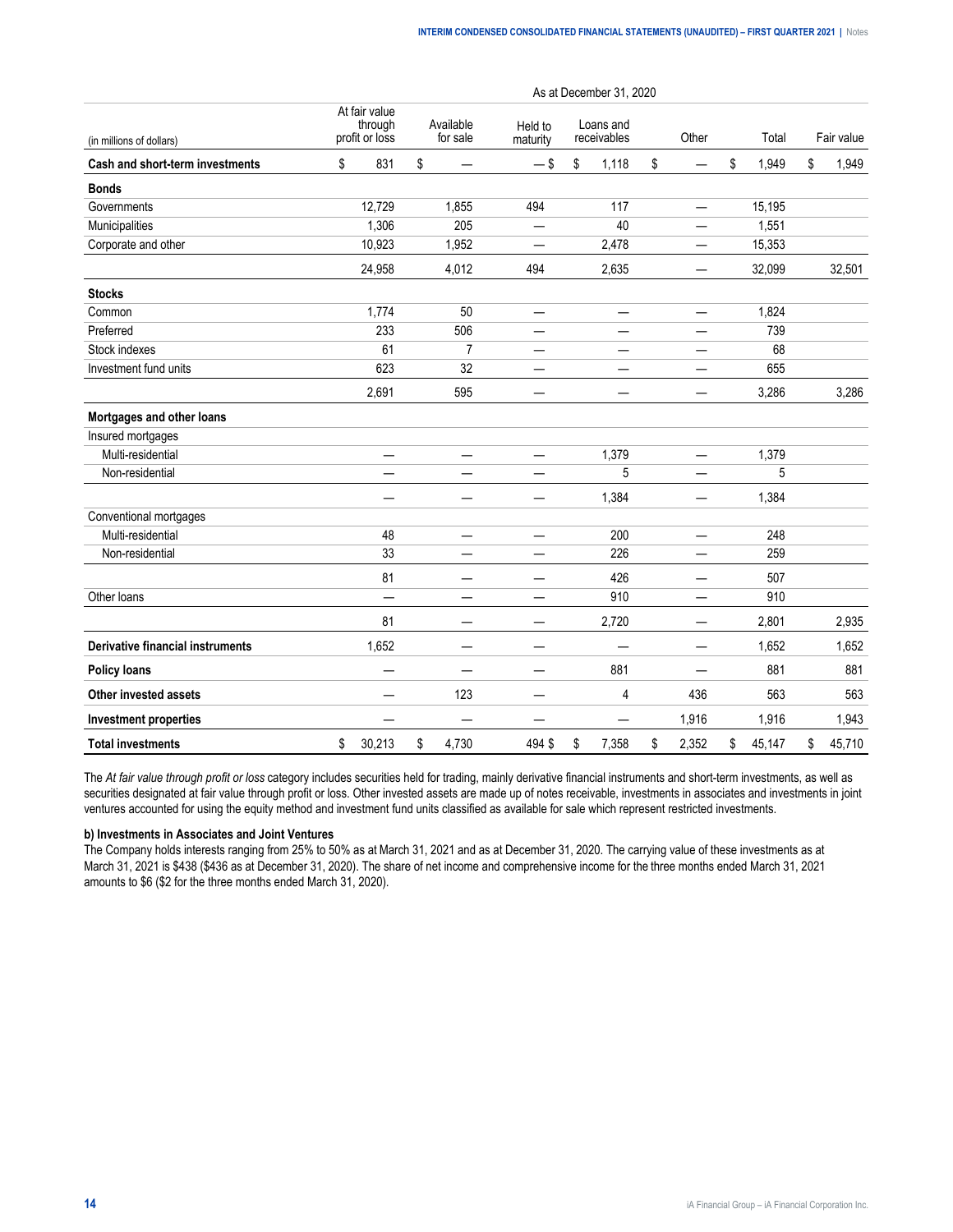| (in millions of dollars) | At fair value through profit or loss | Available for sale | Held to maturity | Loans and receivables | Other | Total | Fair value |
|---|---|---|---|---|---|---|---|
| | As at December 31, 2020 | | | | | | |
| **Cash and short-term investments** | $ 831 | $ — | — $ | $ 1,118 | $ — | $ 1,949 | $ 1,949 |
| **Bonds** | | | | | | | |
| Governments | 12,729 | 1,855 | 494 | 117 | — | 15,195 | |
| Municipalities | 1,306 | 205 | — | 40 | — | 1,551 | |
| Corporate and other | 10,923 | 1,952 | — | 2,478 | — | 15,353 | |
| | 24,958 | 4,012 | 494 | 2,635 | — | 32,099 | 32,501 |
| **Stocks** | | | | | | | |
| Common | 1,774 | 50 | — | — | — | 1,824 | |
| Preferred | 233 | 506 | — | — | — | 739 | |
| Stock indexes | 61 | 7 | — | — | — | 68 | |
| Investment fund units | 623 | 32 | — | — | — | 655 | |
| | 2,691 | 595 | — | — | — | 3,286 | 3,286 |
| **Mortgages and other loans** | | | | | | | |
| Insured mortgages | | | | | | | |
| Multi-residential | — | — | — | 1,379 | — | 1,379 | |
| Non-residential | — | — | — | 5 | — | 5 | |
| | — | — | — | 1,384 | — | 1,384 | |
| Conventional mortgages | | | | | | | |
| Multi-residential | 48 | — | — | 200 | — | 248 | |
| Non-residential | 33 | — | — | 226 | — | 259 | |
| | 81 | — | — | 426 | — | 507 | |
| Other loans | — | — | — | 910 | — | 910 | |
| | 81 | — | — | 2,720 | — | 2,801 | 2,935 |
| **Derivative financial instruments** | 1,652 | — | — | — | — | 1,652 | 1,652 |
| **Policy loans** | — | — | — | 881 | — | 881 | 881 |
| **Other invested assets** | — | 123 | — | 4 | 436 | 563 | 563 |
| **Investment properties** | — | — | — | — | 1,916 | 1,916 | 1,943 |
| **Total investments** | $ 30,213 | $ 4,730 | 494 $ | $ 7,358 | $ 2,352 | $ 45,147 | $ 45,710 |

The *At fair value through profit or loss* category includes securities held for trading, mainly derivative financial instruments and short-term investments, as well as securities designated at fair value through profit or loss. Other invested assets are made up of notes receivable, investments in associates and investments in joint ventures accounted for using the equity method and investment fund units classified as available for sale which represent restricted investments.

**b) Investments in Associates and Joint Ventures**

The Company holds interests ranging from 25% to 50% as at March 31, 2021 and as at December 31, 2020. The carrying value of these investments as at March 31, 2021 is $438 ($436 as at December 31, 2020). The share of net income and comprehensive income for the three months ended March 31, 2021 amounts to $6 ($2 for the three months ended March 31, 2020).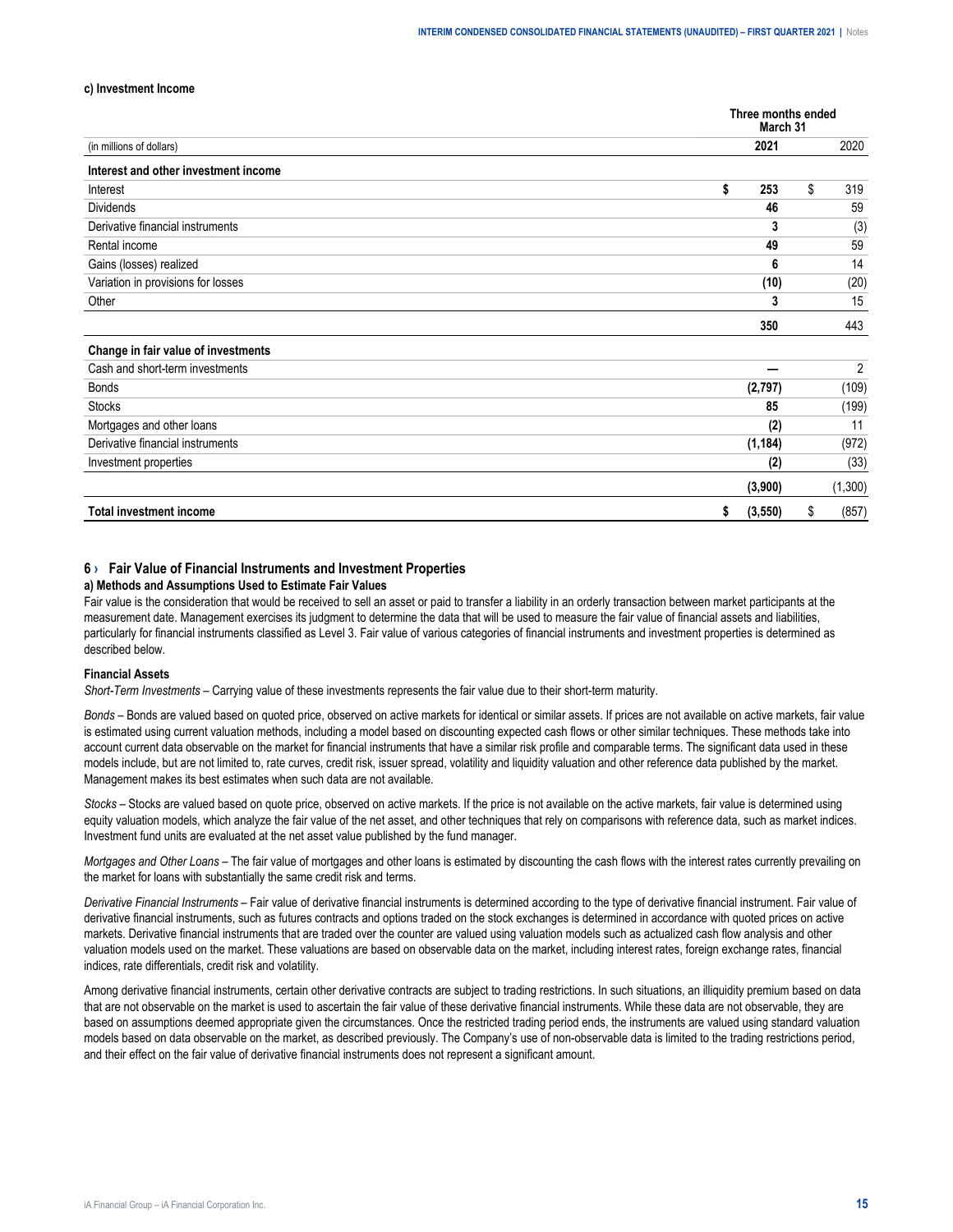#### c) Investment Income

| (in millions of dollars) | Three months ended March 31 2021 | 2020 |
|---|---|---|
| **Interest and other investment income** | | |
| Interest | **$ 253** | $ 319 |
| Dividends | **46** | 59 |
| Derivative financial instruments | **3** | (3) |
| Rental income | **49** | 59 |
| Gains (losses) realized | **6** | 14 |
| Variation in provisions for losses | **(10)** | (20) |
| Other | **3** | 15 |
| | **350** | 443 |
| **Change in fair value of investments** | | |
| Cash and short-term investments | **—** | 2 |
| Bonds | **(2,797)** | (109) |
| Stocks | **85** | (199) |
| Mortgages and other loans | **(2)** | 11 |
| Derivative financial instruments | **(1,184)** | (972) |
| Investment properties | **(2)** | (33) |
| | **(3,900)** | (1,300) |
| **Total investment income** | **$ (3,550)** | $ (857) |

## 6 › Fair Value of Financial Instruments and Investment Properties

#### a) Methods and Assumptions Used to Estimate Fair Values

Fair value is the consideration that would be received to sell an asset or paid to transfer a liability in an orderly transaction between market participants at the measurement date. Management exercises its judgment to determine the data that will be used to measure the fair value of financial assets and liabilities, particularly for financial instruments classified as Level 3. Fair value of various categories of financial instruments and investment properties is determined as described below.

**Financial Assets**

*Short-Term Investments* – Carrying value of these investments represents the fair value due to their short-term maturity.

*Bonds* – Bonds are valued based on quoted price, observed on active markets for identical or similar assets. If prices are not available on active markets, fair value is estimated using current valuation methods, including a model based on discounting expected cash flows or other similar techniques. These methods take into account current data observable on the market for financial instruments that have a similar risk profile and comparable terms. The significant data used in these models include, but are not limited to, rate curves, credit risk, issuer spread, volatility and liquidity valuation and other reference data published by the market. Management makes its best estimates when such data are not available.

*Stocks* – Stocks are valued based on quote price, observed on active markets. If the price is not available on the active markets, fair value is determined using equity valuation models, which analyze the fair value of the net asset, and other techniques that rely on comparisons with reference data, such as market indices. Investment fund units are evaluated at the net asset value published by the fund manager.

*Mortgages and Other Loans* – The fair value of mortgages and other loans is estimated by discounting the cash flows with the interest rates currently prevailing on the market for loans with substantially the same credit risk and terms.

*Derivative Financial Instruments* – Fair value of derivative financial instruments is determined according to the type of derivative financial instrument. Fair value of derivative financial instruments, such as futures contracts and options traded on the stock exchanges is determined in accordance with quoted prices on active markets. Derivative financial instruments that are traded over the counter are valued using valuation models such as actualized cash flow analysis and other valuation models used on the market. These valuations are based on observable data on the market, including interest rates, foreign exchange rates, financial indices, rate differentials, credit risk and volatility.

Among derivative financial instruments, certain other derivative contracts are subject to trading restrictions. In such situations, an illiquidity premium based on data that are not observable on the market is used to ascertain the fair value of these derivative financial instruments. While these data are not observable, they are based on assumptions deemed appropriate given the circumstances. Once the restricted trading period ends, the instruments are valued using standard valuation models based on data observable on the market, as described previously. The Company's use of non-observable data is limited to the trading restrictions period, and their effect on the fair value of derivative financial instruments does not represent a significant amount.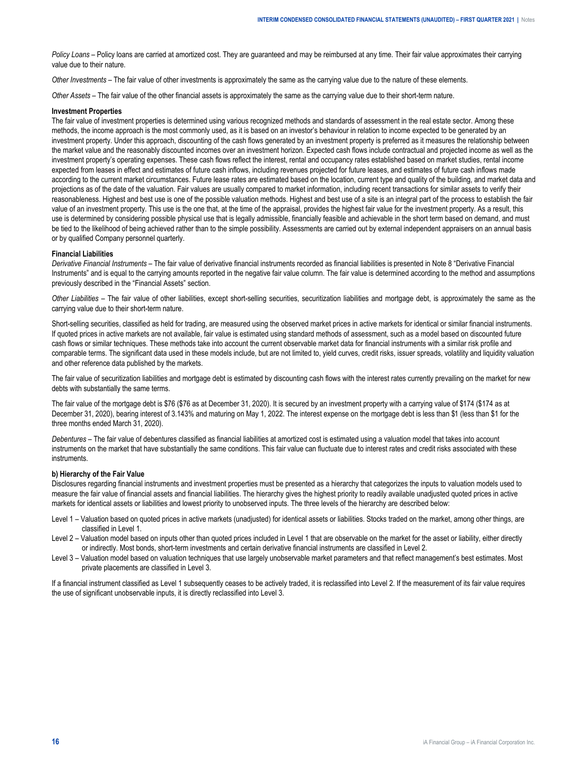*Policy Loans* – Policy loans are carried at amortized cost. They are guaranteed and may be reimbursed at any time. Their fair value approximates their carrying value due to their nature.

*Other Investments* – The fair value of other investments is approximately the same as the carrying value due to the nature of these elements.

*Other Assets* – The fair value of the other financial assets is approximately the same as the carrying value due to their short-term nature.

**Investment Properties**

The fair value of investment properties is determined using various recognized methods and standards of assessment in the real estate sector. Among these methods, the income approach is the most commonly used, as it is based on an investor's behaviour in relation to income expected to be generated by an investment property. Under this approach, discounting of the cash flows generated by an investment property is preferred as it measures the relationship between the market value and the reasonably discounted incomes over an investment horizon. Expected cash flows include contractual and projected income as well as the investment property's operating expenses. These cash flows reflect the interest, rental and occupancy rates established based on market studies, rental income expected from leases in effect and estimates of future cash inflows, including revenues projected for future leases, and estimates of future cash inflows made according to the current market circumstances. Future lease rates are estimated based on the location, current type and quality of the building, and market data and projections as of the date of the valuation. Fair values are usually compared to market information, including recent transactions for similar assets to verify their reasonableness. Highest and best use is one of the possible valuation methods. Highest and best use of a site is an integral part of the process to establish the fair value of an investment property. This use is the one that, at the time of the appraisal, provides the highest fair value for the investment property. As a result, this use is determined by considering possible physical use that is legally admissible, financially feasible and achievable in the short term based on demand, and must be tied to the likelihood of being achieved rather than to the simple possibility. Assessments are carried out by external independent appraisers on an annual basis or by qualified Company personnel quarterly.

**Financial Liabilities**

*Derivative Financial Instruments* – The fair value of derivative financial instruments recorded as financial liabilities is presented in Note 8 "Derivative Financial Instruments" and is equal to the carrying amounts reported in the negative fair value column. The fair value is determined according to the method and assumptions previously described in the "Financial Assets" section.

*Other Liabilities* – The fair value of other liabilities, except short-selling securities, securitization liabilities and mortgage debt, is approximately the same as the carrying value due to their short-term nature.

Short-selling securities, classified as held for trading, are measured using the observed market prices in active markets for identical or similar financial instruments. If quoted prices in active markets are not available, fair value is estimated using standard methods of assessment, such as a model based on discounted future cash flows or similar techniques. These methods take into account the current observable market data for financial instruments with a similar risk profile and comparable terms. The significant data used in these models include, but are not limited to, yield curves, credit risks, issuer spreads, volatility and liquidity valuation and other reference data published by the markets.

The fair value of securitization liabilities and mortgage debt is estimated by discounting cash flows with the interest rates currently prevailing on the market for new debts with substantially the same terms.

The fair value of the mortgage debt is $76 ($76 as at December 31, 2020). It is secured by an investment property with a carrying value of $174 ($174 as at December 31, 2020), bearing interest of 3.143% and maturing on May 1, 2022. The interest expense on the mortgage debt is less than $1 (less than $1 for the three months ended March 31, 2020).

*Debentures* – The fair value of debentures classified as financial liabilities at amortized cost is estimated using a valuation model that takes into account instruments on the market that have substantially the same conditions. This fair value can fluctuate due to interest rates and credit risks associated with these instruments.

**b) Hierarchy of the Fair Value**

Disclosures regarding financial instruments and investment properties must be presented as a hierarchy that categorizes the inputs to valuation models used to measure the fair value of financial assets and financial liabilities. The hierarchy gives the highest priority to readily available unadjusted quoted prices in active markets for identical assets or liabilities and lowest priority to unobserved inputs. The three levels of the hierarchy are described below:

- Level 1 – Valuation based on quoted prices in active markets (unadjusted) for identical assets or liabilities. Stocks traded on the market, among other things, are classified in Level 1.
- Level 2 – Valuation model based on inputs other than quoted prices included in Level 1 that are observable on the market for the asset or liability, either directly or indirectly. Most bonds, short-term investments and certain derivative financial instruments are classified in Level 2.
- Level 3 – Valuation model based on valuation techniques that use largely unobservable market parameters and that reflect management's best estimates. Most private placements are classified in Level 3.

If a financial instrument classified as Level 1 subsequently ceases to be actively traded, it is reclassified into Level 2. If the measurement of its fair value requires the use of significant unobservable inputs, it is directly reclassified into Level 3.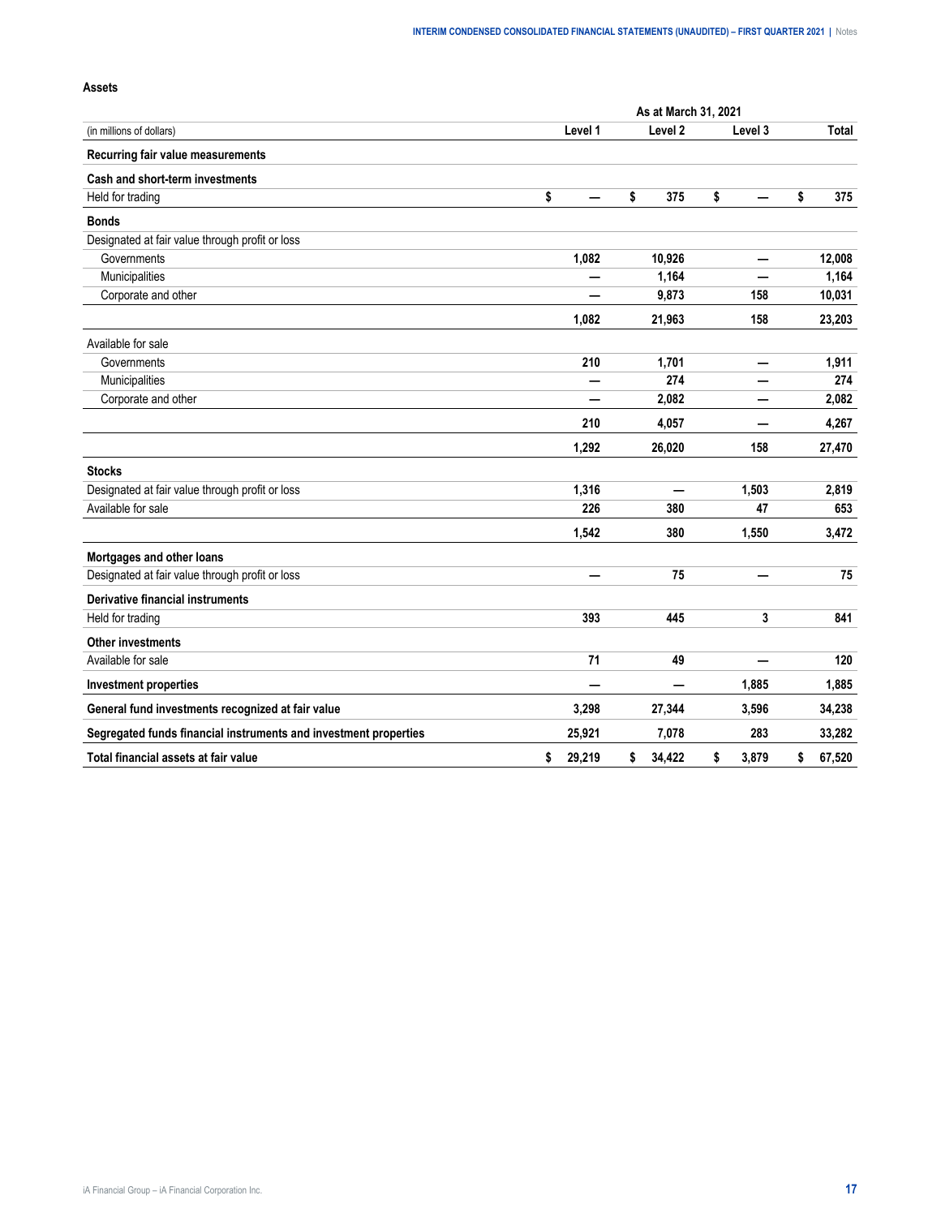**Assets**

| (in millions of dollars) | As at March 31, 2021 Level 1 | Level 2 | Level 3 | Total |
|---|---|---|---|---|
| **Recurring fair value measurements** | | | | |
| **Cash and short-term investments** | | | | |
| Held for trading | $ — | $ 375 | $ — | $ 375 |
| **Bonds** | | | | |
| Designated at fair value through profit or loss | | | | |
| Governments | 1,082 | 10,926 | — | 12,008 |
| Municipalities | — | 1,164 | — | 1,164 |
| Corporate and other | — | 9,873 | 158 | 10,031 |
| | 1,082 | 21,963 | 158 | 23,203 |
| Available for sale | | | | |
| Governments | 210 | 1,701 | — | 1,911 |
| Municipalities | — | 274 | — | 274 |
| Corporate and other | — | 2,082 | — | 2,082 |
| | 210 | 4,057 | — | 4,267 |
| | 1,292 | 26,020 | 158 | 27,470 |
| **Stocks** | | | | |
| Designated at fair value through profit or loss | 1,316 | — | 1,503 | 2,819 |
| Available for sale | 226 | 380 | 47 | 653 |
| | 1,542 | 380 | 1,550 | 3,472 |
| **Mortgages and other loans** | | | | |
| Designated at fair value through profit or loss | — | 75 | — | 75 |
| **Derivative financial instruments** | | | | |
| Held for trading | 393 | 445 | 3 | 841 |
| **Other investments** | | | | |
| Available for sale | 71 | 49 | — | 120 |
| **Investment properties** | — | — | 1,885 | 1,885 |
| **General fund investments recognized at fair value** | 3,298 | 27,344 | 3,596 | 34,238 |
| **Segregated funds financial instruments and investment properties** | 25,921 | 7,078 | 283 | 33,282 |
| **Total financial assets at fair value** | $ 29,219 | $ 34,422 | $ 3,879 | $ 67,520 |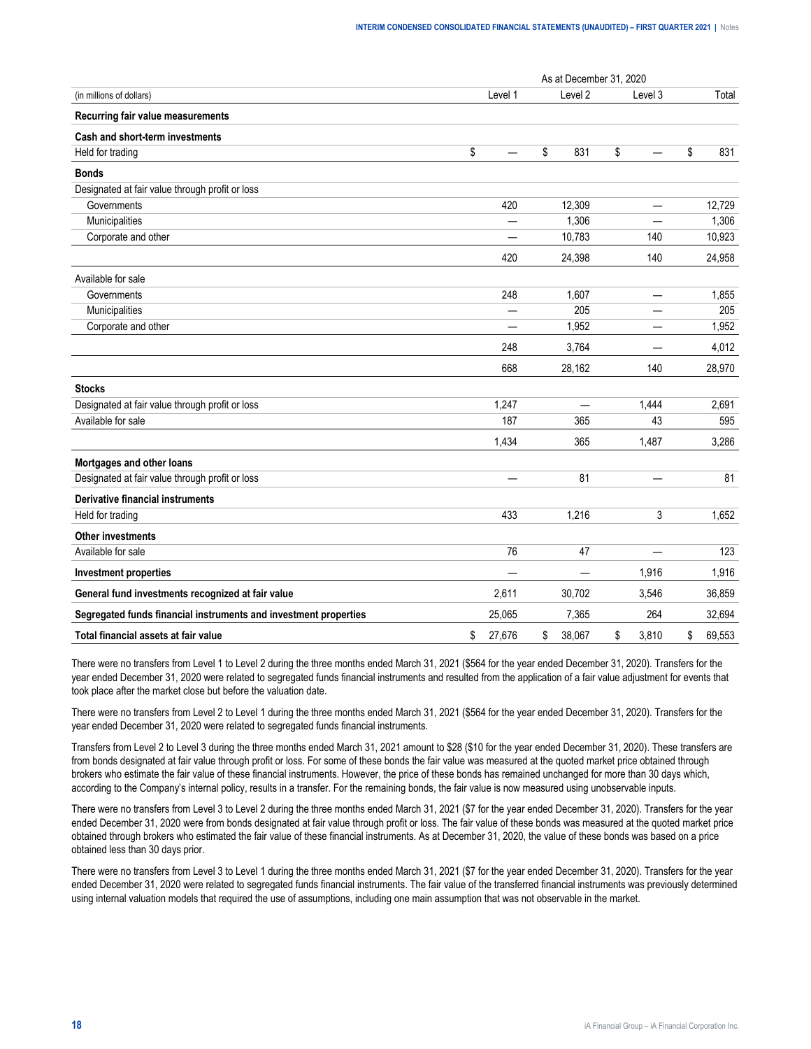| (in millions of dollars) | As at December 31, 2020 | | | |
|---|---|---|---|---|
| | Level 1 | Level 2 | Level 3 | Total |
| **Recurring fair value measurements** | | | | |
| **Cash and short-term investments** | | | | |
| Held for trading | $ — | $ 831 | $ — | $ 831 |
| **Bonds** | | | | |
| Designated at fair value through profit or loss | | | | |
| Governments | 420 | 12,309 | — | 12,729 |
| Municipalities | — | 1,306 | — | 1,306 |
| Corporate and other | — | 10,783 | 140 | 10,923 |
| | 420 | 24,398 | 140 | 24,958 |
| Available for sale | | | | |
| Governments | 248 | 1,607 | — | 1,855 |
| Municipalities | — | 205 | — | 205 |
| Corporate and other | — | 1,952 | — | 1,952 |
| | 248 | 3,764 | — | 4,012 |
| | 668 | 28,162 | 140 | 28,970 |
| **Stocks** | | | | |
| Designated at fair value through profit or loss | 1,247 | — | 1,444 | 2,691 |
| Available for sale | 187 | 365 | 43 | 595 |
| | 1,434 | 365 | 1,487 | 3,286 |
| **Mortgages and other loans** | | | | |
| Designated at fair value through profit or loss | — | 81 | — | 81 |
| **Derivative financial instruments** | | | | |
| Held for trading | 433 | 1,216 | 3 | 1,652 |
| **Other investments** | | | | |
| Available for sale | 76 | 47 | — | 123 |
| **Investment properties** | — | — | 1,916 | 1,916 |
| **General fund investments recognized at fair value** | 2,611 | 30,702 | 3,546 | 36,859 |
| **Segregated funds financial instruments and investment properties** | 25,065 | 7,365 | 264 | 32,694 |
| **Total financial assets at fair value** | $ 27,676 | $ 38,067 | $ 3,810 | $ 69,553 |

There were no transfers from Level 1 to Level 2 during the three months ended March 31, 2021 ($564 for the year ended December 31, 2020). Transfers for the year ended December 31, 2020 were related to segregated funds financial instruments and resulted from the application of a fair value adjustment for events that took place after the market close but before the valuation date.

There were no transfers from Level 2 to Level 1 during the three months ended March 31, 2021 ($564 for the year ended December 31, 2020). Transfers for the year ended December 31, 2020 were related to segregated funds financial instruments.

Transfers from Level 2 to Level 3 during the three months ended March 31, 2021 amount to $28 ($10 for the year ended December 31, 2020). These transfers are from bonds designated at fair value through profit or loss. For some of these bonds the fair value was measured at the quoted market price obtained through brokers who estimate the fair value of these financial instruments. However, the price of these bonds has remained unchanged for more than 30 days which, according to the Company's internal policy, results in a transfer. For the remaining bonds, the fair value is now measured using unobservable inputs.

There were no transfers from Level 3 to Level 2 during the three months ended March 31, 2021 ($7 for the year ended December 31, 2020). Transfers for the year ended December 31, 2020 were from bonds designated at fair value through profit or loss. The fair value of these bonds was measured at the quoted market price obtained through brokers who estimated the fair value of these financial instruments. As at December 31, 2020, the value of these bonds was based on a price obtained less than 30 days prior.

There were no transfers from Level 3 to Level 1 during the three months ended March 31, 2021 ($7 for the year ended December 31, 2020). Transfers for the year ended December 31, 2020 were related to segregated funds financial instruments. The fair value of the transferred financial instruments was previously determined using internal valuation models that required the use of assumptions, including one main assumption that was not observable in the market.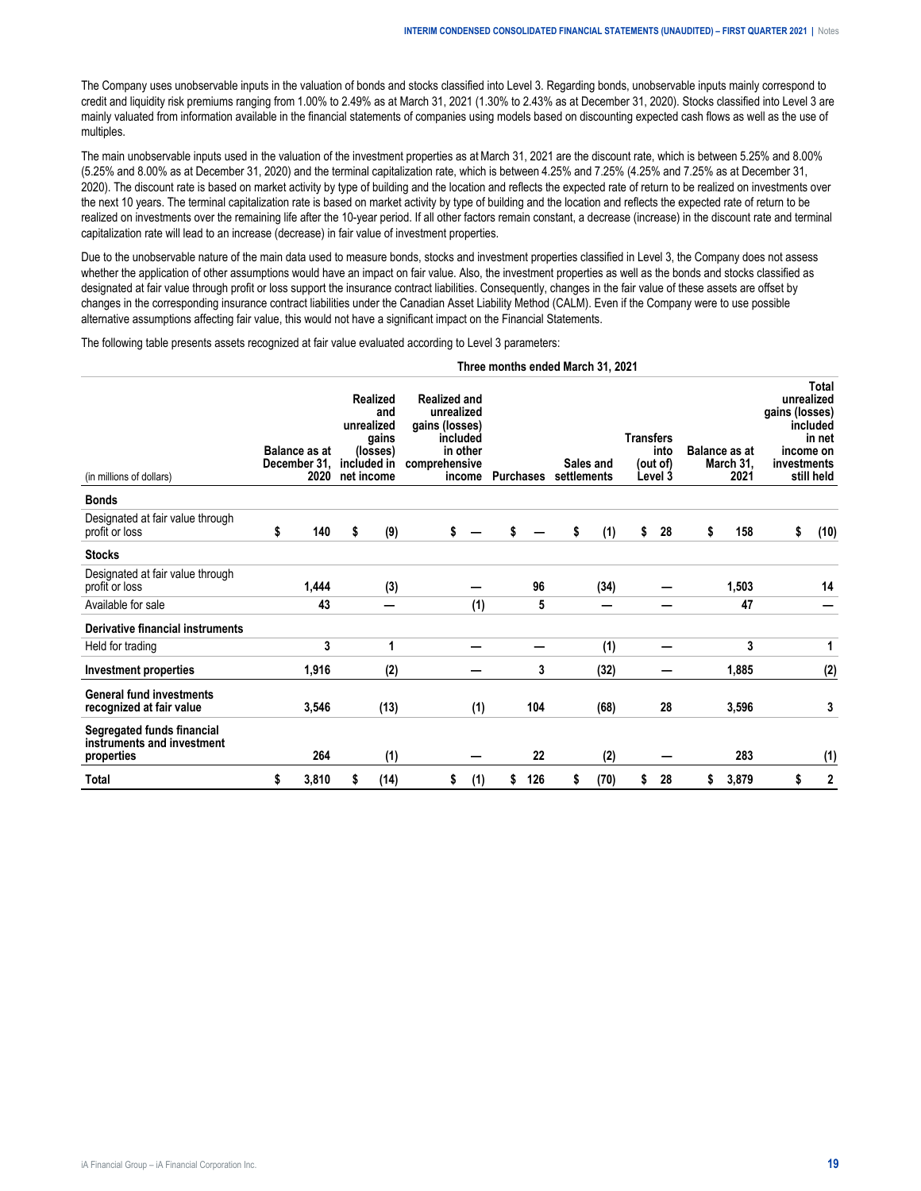The Company uses unobservable inputs in the valuation of bonds and stocks classified into Level 3. Regarding bonds, unobservable inputs mainly correspond to credit and liquidity risk premiums ranging from 1.00% to 2.49% as at March 31, 2021 (1.30% to 2.43% as at December 31, 2020). Stocks classified into Level 3 are mainly valuated from information available in the financial statements of companies using models based on discounting expected cash flows as well as the use of multiples.

The main unobservable inputs used in the valuation of the investment properties as at March 31, 2021 are the discount rate, which is between 5.25% and 8.00% (5.25% and 8.00% as at December 31, 2020) and the terminal capitalization rate, which is between 4.25% and 7.25% (4.25% and 7.25% as at December 31, 2020). The discount rate is based on market activity by type of building and the location and reflects the expected rate of return to be realized on investments over the next 10 years. The terminal capitalization rate is based on market activity by type of building and the location and reflects the expected rate of return to be realized on investments over the remaining life after the 10-year period. If all other factors remain constant, a decrease (increase) in the discount rate and terminal capitalization rate will lead to an increase (decrease) in fair value of investment properties.

Due to the unobservable nature of the main data used to measure bonds, stocks and investment properties classified in Level 3, the Company does not assess whether the application of other assumptions would have an impact on fair value. Also, the investment properties as well as the bonds and stocks classified as designated at fair value through profit or loss support the insurance contract liabilities. Consequently, changes in the fair value of these assets are offset by changes in the corresponding insurance contract liabilities under the Canadian Asset Liability Method (CALM). Even if the Company were to use possible alternative assumptions affecting fair value, this would not have a significant impact on the Financial Statements.

The following table presents assets recognized at fair value evaluated according to Level 3 parameters:

| | Three months ended March 31, 2021 | | | | | | | |
|---|---|---|---|---|---|---|---|---|
| (in millions of dollars) | Balance as at December 31, 2020 | Realized and unrealized gains (losses) included in net income | Realized and unrealized gains (losses) included in other comprehensive income | Purchases | Sales and settlements | Transfers into (out of) Level 3 | Balance as at March 31, 2021 | Total unrealized gains (losses) included in net income on investments still held |
| **Bonds** | | | | | | | | |
| Designated at fair value through profit or loss | $ 140 | $ (9) | $ — | $ — | $ (1) | $ 28 | $ 158 | $ (10) |
| **Stocks** | | | | | | | | |
| Designated at fair value through profit or loss | 1,444 | (3) | — | 96 | (34) | — | 1,503 | 14 |
| Available for sale | 43 | — | (1) | 5 | — | — | 47 | — |
| **Derivative financial instruments** | | | | | | | | |
| Held for trading | 3 | 1 | — | — | (1) | — | 3 | 1 |
| **Investment properties** | 1,916 | (2) | — | 3 | (32) | — | 1,885 | (2) |
| **General fund investments recognized at fair value** | 3,546 | (13) | (1) | 104 | (68) | 28 | 3,596 | 3 |
| **Segregated funds financial instruments and investment properties** | 264 | (1) | — | 22 | (2) | — | 283 | (1) |
| **Total** | $ 3,810 | $ (14) | $ (1) | $ 126 | $ (70) | $ 28 | $ 3,879 | $ 2 |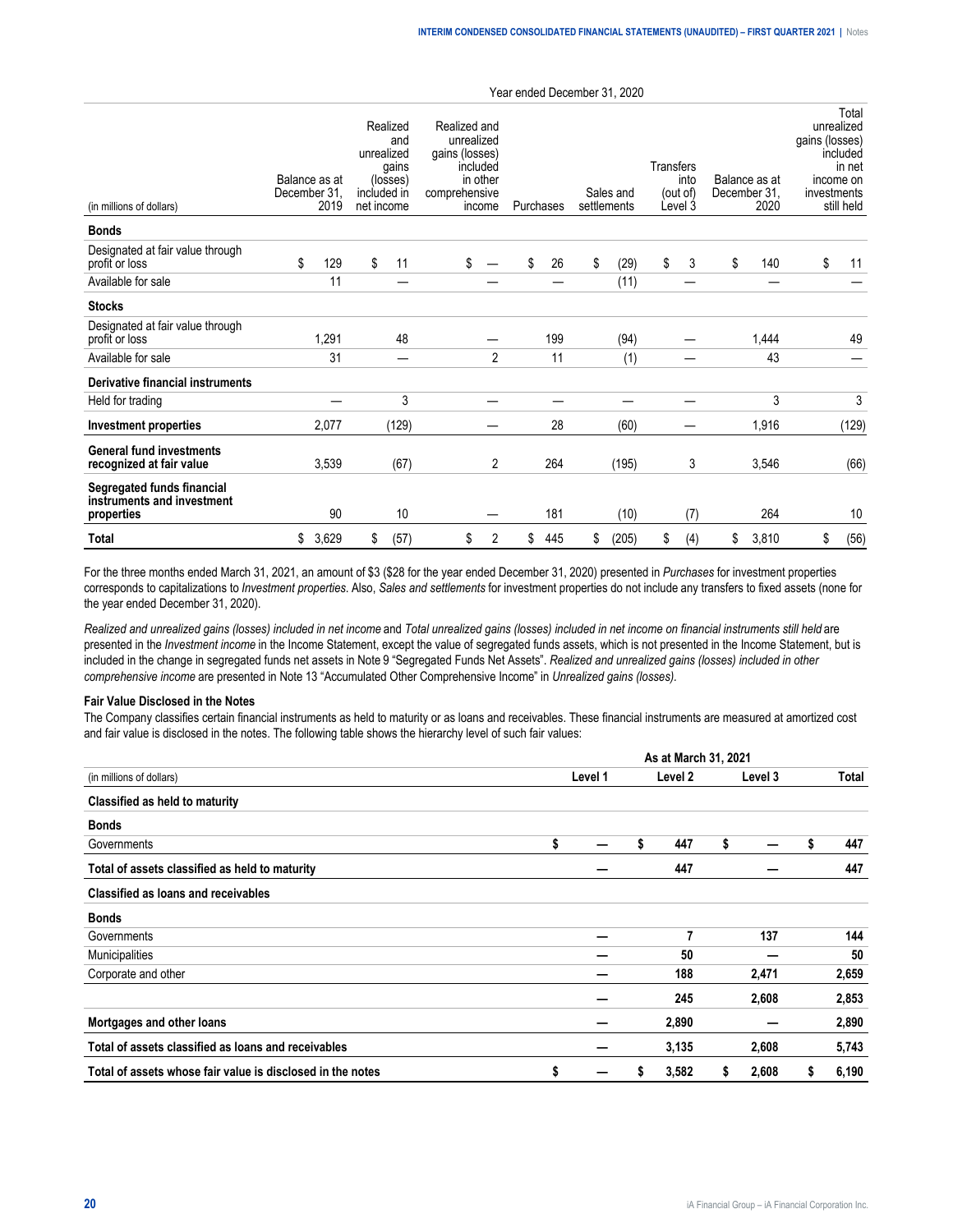| (in millions of dollars) | Year ended December 31, 2020 | | | | | | | |
|---|---|---|---|---|---|---|---|---|
| | Balance as at December 31, 2019 | Realized and unrealized gains (losses) included in net income | Realized and unrealized gains (losses) included in other comprehensive income | Purchases | Sales and settlements | Transfers into (out of) Level 3 | Balance as at December 31, 2020 | Total unrealized gains (losses) included in net income on investments still held |
| **Bonds** | | | | | | | | |
| Designated at fair value through profit or loss | $ 129 | $ 11 | $ — | $ 26 | $ (29) | $ 3 | $ 140 | $ 11 |
| Available for sale | 11 | — | — | — | (11) | — | — | — |
| **Stocks** | | | | | | | | |
| Designated at fair value through profit or loss | 1,291 | 48 | — | 199 | (94) | — | 1,444 | 49 |
| Available for sale | 31 | — | 2 | 11 | (1) | — | 43 | — |
| **Derivative financial instruments** | | | | | | | | |
| Held for trading | — | 3 | — | — | — | — | 3 | 3 |
| **Investment properties** | 2,077 | (129) | — | 28 | (60) | — | 1,916 | (129) |
| **General fund investments recognized at fair value** | 3,539 | (67) | 2 | 264 | (195) | 3 | 3,546 | (66) |
| **Segregated funds financial instruments and investment properties** | 90 | 10 | — | 181 | (10) | (7) | 264 | 10 |
| **Total** | $ 3,629 | $ (57) | $ 2 | $ 445 | $ (205) | $ (4) | $ 3,810 | $ (56) |

For the three months ended March 31, 2021, an amount of $3 ($28 for the year ended December 31, 2020) presented in *Purchases* for investment properties corresponds to capitalizations to *Investment properties*. Also, *Sales and settlements* for investment properties do not include any transfers to fixed assets (none for the year ended December 31, 2020).

*Realized and unrealized gains (losses) included in net income* and *Total unrealized gains (losses) included in net income on financial instruments still held* are presented in the *Investment income* in the Income Statement, except the value of segregated funds assets, which is not presented in the Income Statement, but is included in the change in segregated funds net assets in Note 9 "Segregated Funds Net Assets". *Realized and unrealized gains (losses) included in other comprehensive income* are presented in Note 13 "Accumulated Other Comprehensive Income" in *Unrealized gains (losses).*

**Fair Value Disclosed in the Notes**

The Company classifies certain financial instruments as held to maturity or as loans and receivables. These financial instruments are measured at amortized cost and fair value is disclosed in the notes. The following table shows the hierarchy level of such fair values:

| (in millions of dollars) | As at March 31, 2021 | | | |
|---|---|---|---|---|
| | **Level 1** | **Level 2** | **Level 3** | **Total** |
| **Classified as held to maturity** | | | | |
| **Bonds** | | | | |
| Governments | **$ —** | **$ 447** | **$ —** | **$ 447** |
| **Total of assets classified as held to maturity** | **—** | **447** | **—** | **447** |
| **Classified as loans and receivables** | | | | |
| **Bonds** | | | | |
| Governments | **—** | **7** | **137** | **144** |
| Municipalities | **—** | **50** | **—** | **50** |
| Corporate and other | **—** | **188** | **2,471** | **2,659** |
| | **—** | **245** | **2,608** | **2,853** |
| **Mortgages and other loans** | **—** | **2,890** | **—** | **2,890** |
| **Total of assets classified as loans and receivables** | **—** | **3,135** | **2,608** | **5,743** |
| **Total of assets whose fair value is disclosed in the notes** | **$ —** | **$ 3,582** | **$ 2,608** | **$ 6,190** |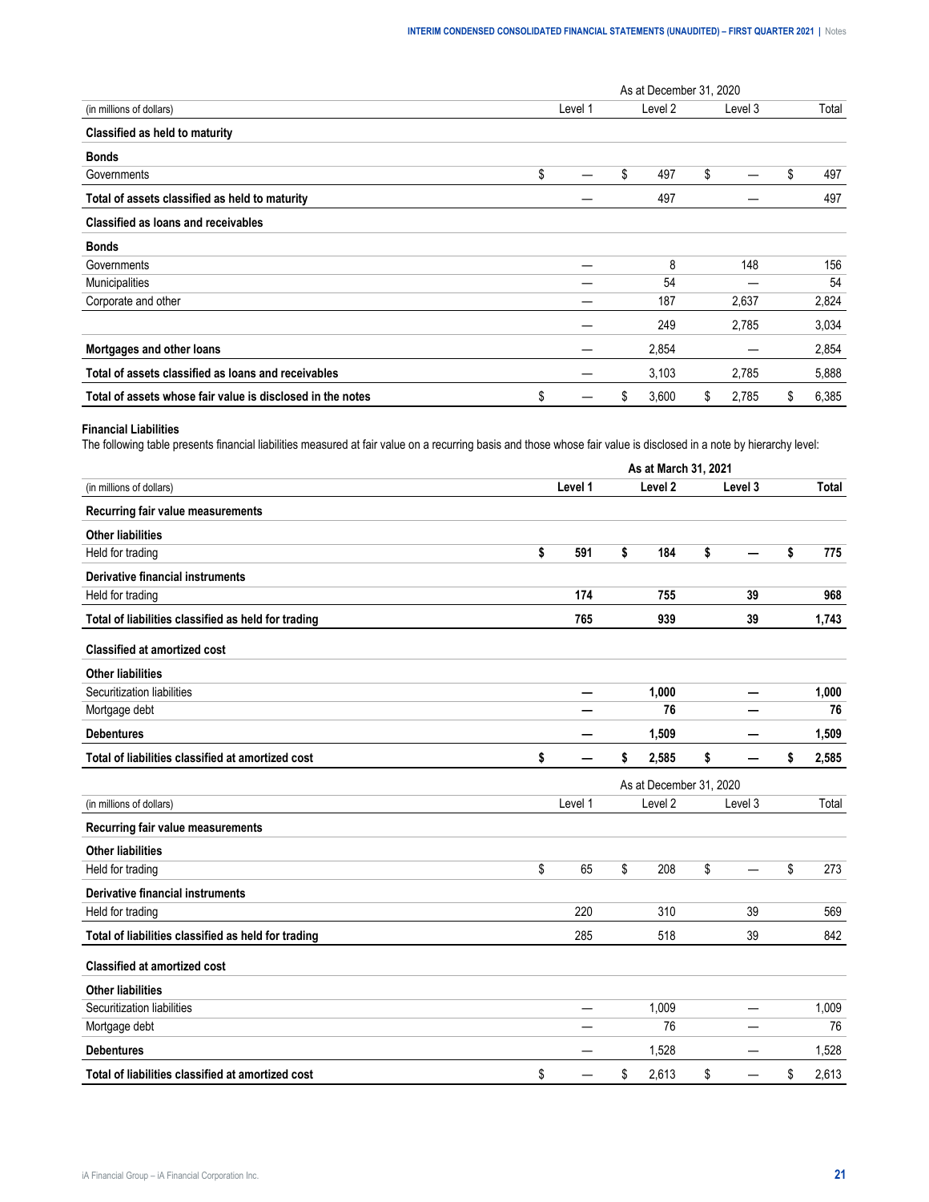| (in millions of dollars) | As at December 31, 2020 | | | |
|---|---|---|---|---|
| | Level 1 | Level 2 | Level 3 | Total |
| **Classified as held to maturity** | | | | |
| **Bonds** | | | | |
| Governments | $ — | $ 497 | $ — | $ 497 |
| **Total of assets classified as held to maturity** | — | 497 | — | 497 |
| **Classified as loans and receivables** | | | | |
| **Bonds** | | | | |
| Governments | — | 8 | 148 | 156 |
| Municipalities | — | 54 | — | 54 |
| Corporate and other | — | 187 | 2,637 | 2,824 |
| | — | 249 | 2,785 | 3,034 |
| **Mortgages and other loans** | — | 2,854 | — | 2,854 |
| **Total of assets classified as loans and receivables** | — | 3,103 | 2,785 | 5,888 |
| **Total of assets whose fair value is disclosed in the notes** | $ — | $ 3,600 | $ 2,785 | $ 6,385 |

**Financial Liabilities**

The following table presents financial liabilities measured at fair value on a recurring basis and those whose fair value is disclosed in a note by hierarchy level:

| (in millions of dollars) | **As at March 31, 2021** | | | |
|---|---|---|---|---|
| | **Level 1** | **Level 2** | **Level 3** | **Total** |
| **Recurring fair value measurements** | | | | |
| **Other liabilities** | | | | |
| Held for trading | **$ 591** | **$ 184** | **$ —** | **$ 775** |
| **Derivative financial instruments** | | | | |
| Held for trading | **174** | **755** | **39** | **968** |
| **Total of liabilities classified as held for trading** | **765** | **939** | **39** | **1,743** |
| **Classified at amortized cost** | | | | |
| **Other liabilities** | | | | |
| Securitization liabilities | **—** | **1,000** | **—** | **1,000** |
| Mortgage debt | **—** | **76** | **—** | **76** |
| **Debentures** | **—** | **1,509** | **—** | **1,509** |
| **Total of liabilities classified at amortized cost** | **$ —** | **$ 2,585** | **$ —** | **$ 2,585** |

| (in millions of dollars) | As at December 31, 2020 | | | |
|---|---|---|---|---|
| | Level 1 | Level 2 | Level 3 | Total |
| **Recurring fair value measurements** | | | | |
| **Other liabilities** | | | | |
| Held for trading | $ 65 | $ 208 | $ — | $ 273 |
| **Derivative financial instruments** | | | | |
| Held for trading | 220 | 310 | 39 | 569 |
| **Total of liabilities classified as held for trading** | 285 | 518 | 39 | 842 |
| **Classified at amortized cost** | | | | |
| **Other liabilities** | | | | |
| Securitization liabilities | — | 1,009 | — | 1,009 |
| Mortgage debt | — | 76 | — | 76 |
| **Debentures** | — | 1,528 | — | 1,528 |
| **Total of liabilities classified at amortized cost** | $ — | $ 2,613 | $ — | $ 2,613 |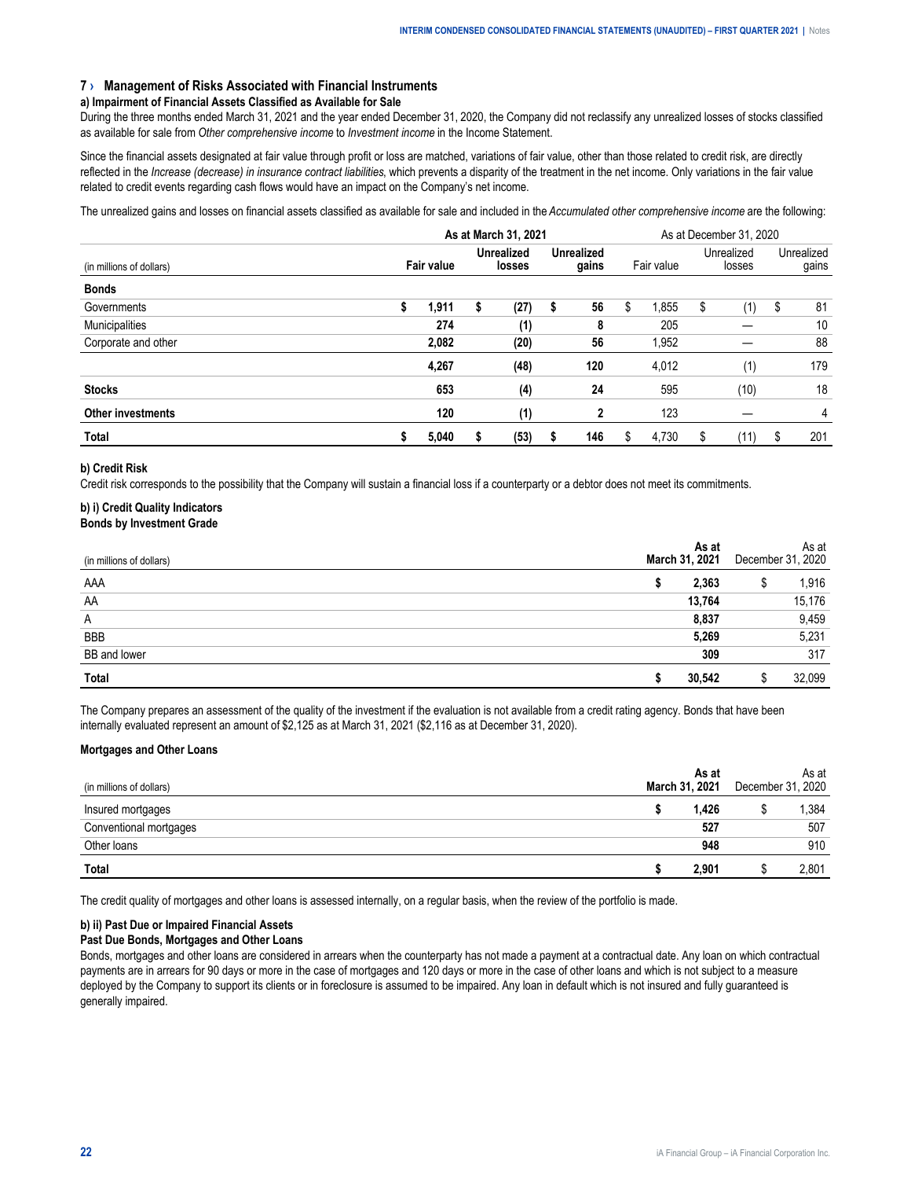## 7 › Management of Risks Associated with Financial Instruments

### a) Impairment of Financial Assets Classified as Available for Sale

During the three months ended March 31, 2021 and the year ended December 31, 2020, the Company did not reclassify any unrealized losses of stocks classified as available for sale from *Other comprehensive income* to *Investment income* in the Income Statement.

Since the financial assets designated at fair value through profit or loss are matched, variations of fair value, other than those related to credit risk, are directly reflected in the *Increase (decrease) in insurance contract liabilities*, which prevents a disparity of the treatment in the net income. Only variations in the fair value related to credit events regarding cash flows would have an impact on the Company's net income.

The unrealized gains and losses on financial assets classified as available for sale and included in the *Accumulated other comprehensive income* are the following:

| | **As at March 31, 2021** | | | As at December 31, 2020 | | |
|---|---|---|---|---|---|---|
| (in millions of dollars) | **Fair value** | **Unrealized losses** | **Unrealized gains** | Fair value | Unrealized losses | Unrealized gains |
| **Bonds** | | | | | | |
| Governments | **$ 1,911** | **$ (27)** | **$ 56** | $ 1,855 | $ (1) | $ 81 |
| Municipalities | **274** | **(1)** | **8** | 205 | — | 10 |
| Corporate and other | **2,082** | **(20)** | **56** | 1,952 | — | 88 |
| | **4,267** | **(48)** | **120** | 4,012 | (1) | 179 |
| **Stocks** | **653** | **(4)** | **24** | 595 | (10) | 18 |
| **Other investments** | **120** | **(1)** | **2** | 123 | — | 4 |
| **Total** | **$ 5,040** | **$ (53)** | **$ 146** | $ 4,730 | $ (11) | $ 201 |

### b) Credit Risk

Credit risk corresponds to the possibility that the Company will sustain a financial loss if a counterparty or a debtor does not meet its commitments.

### b) i) Credit Quality Indicators

**Bonds by Investment Grade**

| (in millions of dollars) | **As at March 31, 2021** | As at December 31, 2020 |
|---|---|---|
| AAA | **$ 2,363** | $ 1,916 |
| AA | **13,764** | 15,176 |
| A | **8,837** | 9,459 |
| BBB | **5,269** | 5,231 |
| BB and lower | **309** | 317 |
| **Total** | **$ 30,542** | $ 32,099 |

The Company prepares an assessment of the quality of the investment if the evaluation is not available from a credit rating agency. Bonds that have been internally evaluated represent an amount of $2,125 as at March 31, 2021 ($2,116 as at December 31, 2020).

**Mortgages and Other Loans**

| (in millions of dollars) | **As at March 31, 2021** | As at December 31, 2020 |
|---|---|---|
| Insured mortgages | **$ 1,426** | $ 1,384 |
| Conventional mortgages | **527** | 507 |
| Other loans | **948** | 910 |
| **Total** | **$ 2,901** | $ 2,801 |

The credit quality of mortgages and other loans is assessed internally, on a regular basis, when the review of the portfolio is made.

### b) ii) Past Due or Impaired Financial Assets

**Past Due Bonds, Mortgages and Other Loans**

Bonds, mortgages and other loans are considered in arrears when the counterparty has not made a payment at a contractual date. Any loan on which contractual payments are in arrears for 90 days or more in the case of mortgages and 120 days or more in the case of other loans and which is not subject to a measure deployed by the Company to support its clients or in foreclosure is assumed to be impaired. Any loan in default which is not insured and fully guaranteed is generally impaired.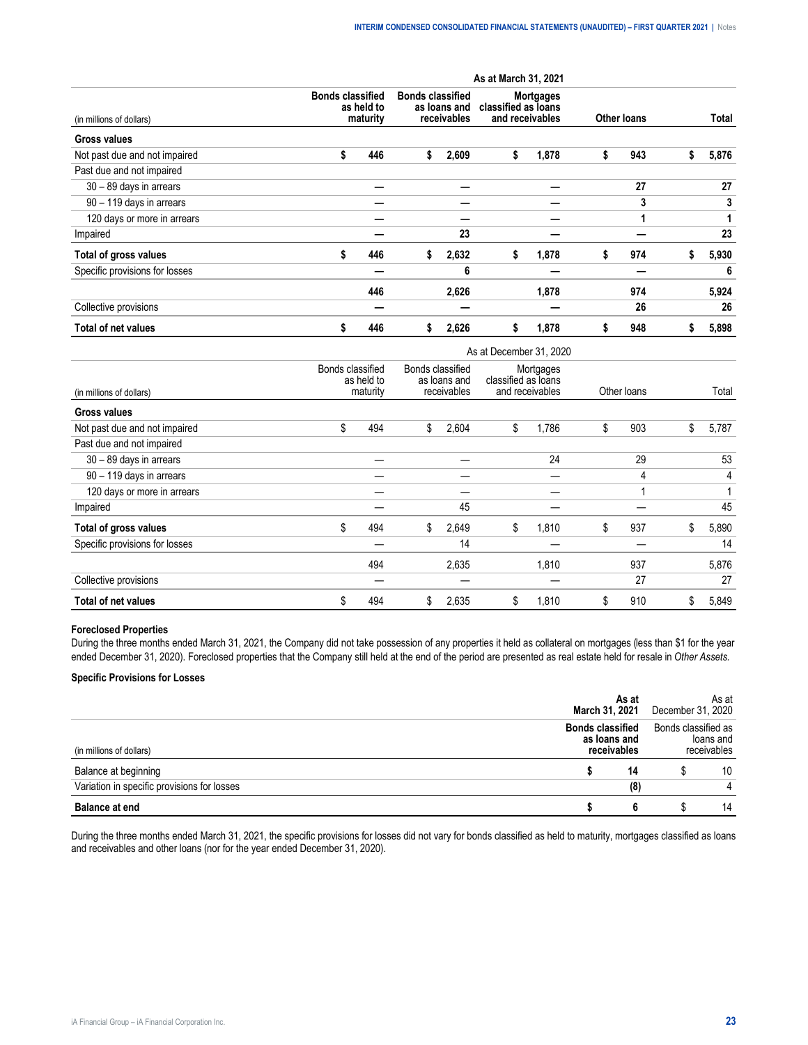| (in millions of dollars) | As at March 31, 2021 | | | | |
|---|---|---|---|---|---|
| | **Bonds classified as held to maturity** | **Bonds classified as loans and receivables** | **Mortgages classified as loans and receivables** | **Other loans** | **Total** |
| **Gross values** | | | | | |
| Not past due and not impaired | **$ 446** | **$ 2,609** | **$ 1,878** | **$ 943** | **$ 5,876** |
| Past due and not impaired | | | | | |
| 30 – 89 days in arrears | **—** | **—** | **—** | **27** | **27** |
| 90 – 119 days in arrears | **—** | **—** | **—** | **3** | **3** |
| 120 days or more in arrears | **—** | **—** | **—** | **1** | **1** |
| Impaired | **—** | **23** | **—** | **—** | **23** |
| **Total of gross values** | **$ 446** | **$ 2,632** | **$ 1,878** | **$ 974** | **$ 5,930** |
| Specific provisions for losses | **—** | **6** | **—** | **—** | **6** |
| | **446** | **2,626** | **1,878** | **974** | **5,924** |
| Collective provisions | **—** | **—** | **—** | **26** | **26** |
| **Total of net values** | **$ 446** | **$ 2,626** | **$ 1,878** | **$ 948** | **$ 5,898** |

| (in millions of dollars) | As at December 31, 2020 | | | | |
|---|---|---|---|---|---|
| | Bonds classified as held to maturity | Bonds classified as loans and receivables | Mortgages classified as loans and receivables | Other loans | Total |
| **Gross values** | | | | | |
| Not past due and not impaired | $ 494 | $ 2,604 | $ 1,786 | $ 903 | $ 5,787 |
| Past due and not impaired | | | | | |
| 30 – 89 days in arrears | — | — | 24 | 29 | 53 |
| 90 – 119 days in arrears | — | — | — | 4 | 4 |
| 120 days or more in arrears | — | — | — | 1 | 1 |
| Impaired | — | 45 | — | — | 45 |
| **Total of gross values** | $ 494 | $ 2,649 | $ 1,810 | $ 937 | $ 5,890 |
| Specific provisions for losses | — | 14 | — | — | 14 |
| | 494 | 2,635 | 1,810 | 937 | 5,876 |
| Collective provisions | — | — | — | 27 | 27 |
| **Total of net values** | $ 494 | $ 2,635 | $ 1,810 | $ 910 | $ 5,849 |

**Foreclosed Properties**

During the three months ended March 31, 2021, the Company did not take possession of any properties it held as collateral on mortgages (less than $1 for the year ended December 31, 2020). Foreclosed properties that the Company still held at the end of the period are presented as real estate held for resale in *Other Assets.*

**Specific Provisions for Losses**

| (in millions of dollars) | **As at March 31, 2021** | As at December 31, 2020 |
|---|---|---|
| | **Bonds classified as loans and receivables** | Bonds classified as loans and receivables |
| Balance at beginning | **$ 14** | $ 10 |
| Variation in specific provisions for losses | **(8)** | 4 |
| **Balance at end** | **$ 6** | $ 14 |

During the three months ended March 31, 2021, the specific provisions for losses did not vary for bonds classified as held to maturity, mortgages classified as loans and receivables and other loans (nor for the year ended December 31, 2020).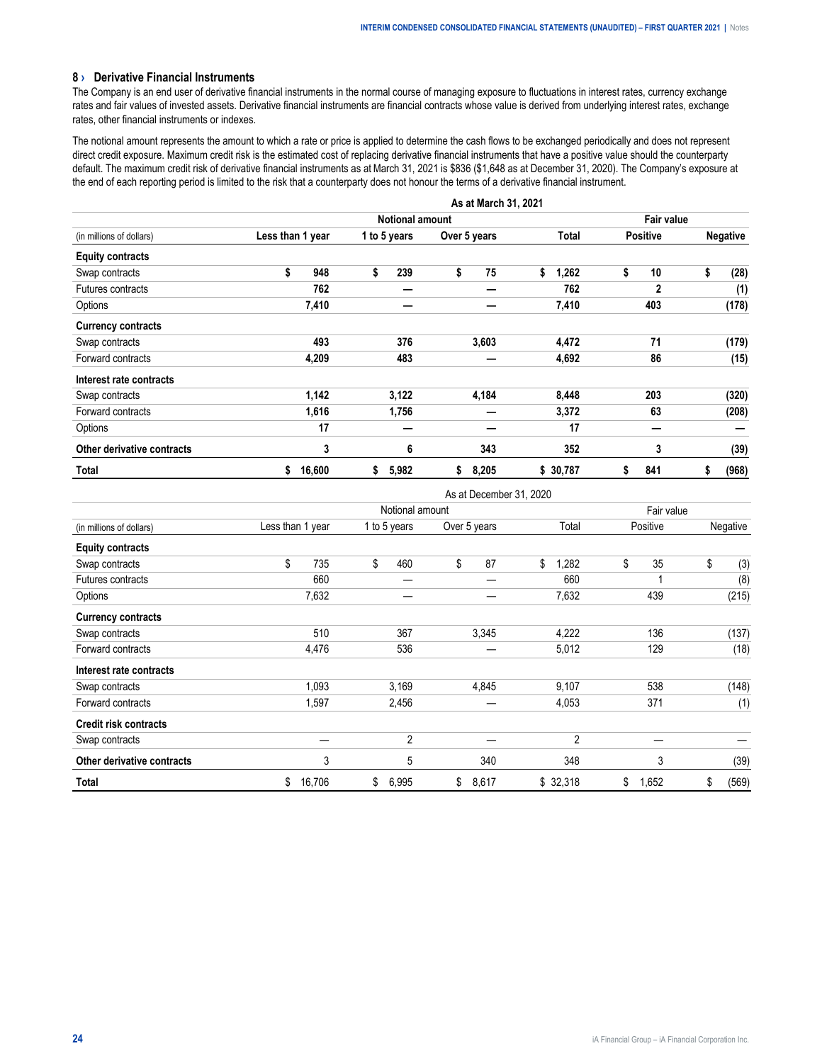## 8 › Derivative Financial Instruments

The Company is an end user of derivative financial instruments in the normal course of managing exposure to fluctuations in interest rates, currency exchange rates and fair values of invested assets. Derivative financial instruments are financial contracts whose value is derived from underlying interest rates, exchange rates, other financial instruments or indexes.

The notional amount represents the amount to which a rate or price is applied to determine the cash flows to be exchanged periodically and does not represent direct credit exposure. Maximum credit risk is the estimated cost of replacing derivative financial instruments that have a positive value should the counterparty default. The maximum credit risk of derivative financial instruments as at March 31, 2021 is $836 ($1,648 as at December 31, 2020). The Company's exposure at the end of each reporting period is limited to the risk that a counterparty does not honour the terms of a derivative financial instrument.

| | As at March 31, 2021 | | | | | |
|---|---|---|---|---|---|---|
| | Notional amount | | | | Fair value | |
| (in millions of dollars) | Less than 1 year | 1 to 5 years | Over 5 years | Total | Positive | Negative |
| **Equity contracts** | | | | | | |
| Swap contracts | $ 948 | $ 239 | $ 75 | $ 1,262 | $ 10 | $ (28) |
| Futures contracts | 762 | — | — | 762 | 2 | (1) |
| Options | 7,410 | — | — | 7,410 | 403 | (178) |
| **Currency contracts** | | | | | | |
| Swap contracts | 493 | 376 | 3,603 | 4,472 | 71 | (179) |
| Forward contracts | 4,209 | 483 | — | 4,692 | 86 | (15) |
| **Interest rate contracts** | | | | | | |
| Swap contracts | 1,142 | 3,122 | 4,184 | 8,448 | 203 | (320) |
| Forward contracts | 1,616 | 1,756 | — | 3,372 | 63 | (208) |
| Options | 17 | — | — | 17 | — | — |
| **Other derivative contracts** | 3 | 6 | 343 | 352 | 3 | (39) |
| **Total** | $ 16,600 | $ 5,982 | $ 8,205 | $ 30,787 | $ 841 | $ (968) |

| | As at December 31, 2020 | | | | | |
|---|---|---|---|---|---|---|
| | Notional amount | | | | Fair value | |
| (in millions of dollars) | Less than 1 year | 1 to 5 years | Over 5 years | Total | Positive | Negative |
| **Equity contracts** | | | | | | |
| Swap contracts | $ 735 | $ 460 | $ 87 | $ 1,282 | $ 35 | $ (3) |
| Futures contracts | 660 | — | — | 660 | 1 | (8) |
| Options | 7,632 | — | — | 7,632 | 439 | (215) |
| **Currency contracts** | | | | | | |
| Swap contracts | 510 | 367 | 3,345 | 4,222 | 136 | (137) |
| Forward contracts | 4,476 | 536 | — | 5,012 | 129 | (18) |
| **Interest rate contracts** | | | | | | |
| Swap contracts | 1,093 | 3,169 | 4,845 | 9,107 | 538 | (148) |
| Forward contracts | 1,597 | 2,456 | — | 4,053 | 371 | (1) |
| **Credit risk contracts** | | | | | | |
| Swap contracts | — | 2 | — | 2 | — | — |
| **Other derivative contracts** | 3 | 5 | 340 | 348 | 3 | (39) |
| **Total** | $ 16,706 | $ 6,995 | $ 8,617 | $ 32,318 | $ 1,652 | $ (569) |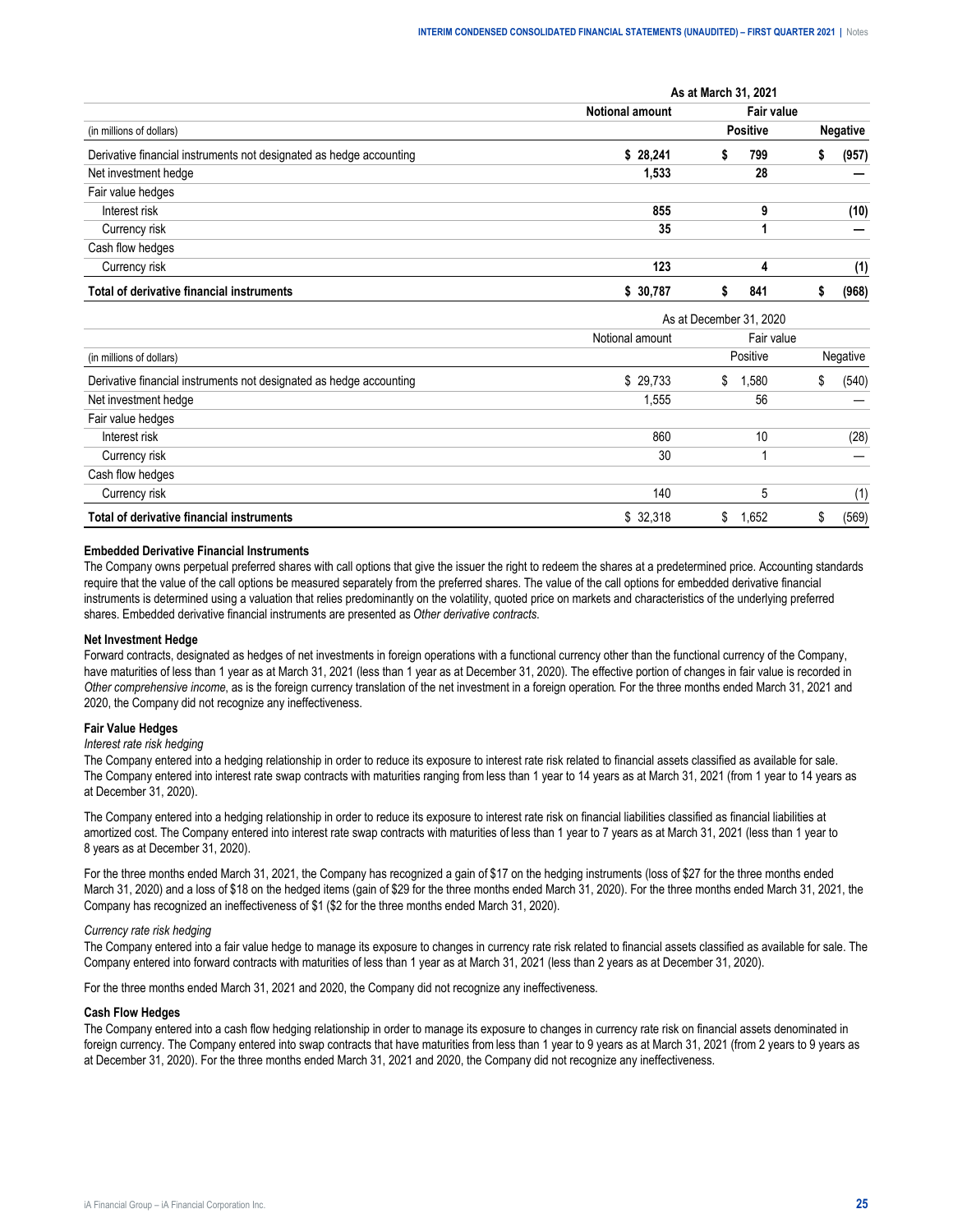| | As at March 31, 2021 | | |
|---|---|---|---|
| | **Notional amount** | **Fair value** | |
| (in millions of dollars) | | **Positive** | **Negative** |
| Derivative financial instruments not designated as hedge accounting | **$ 28,241** | **$ 799** | **$ (957)** |
| Net investment hedge | **1,533** | **28** | **—** |
| Fair value hedges | | | |
| Interest risk | **855** | **9** | **(10)** |
| Currency risk | **35** | **1** | **—** |
| Cash flow hedges | | | |
| Currency risk | **123** | **4** | **(1)** |
| **Total of derivative financial instruments** | **$ 30,787** | **$ 841** | **$ (968)** |

| | As at December 31, 2020 | | |
|---|---|---|---|
| | Notional amount | Fair value | |
| (in millions of dollars) | | Positive | Negative |
| Derivative financial instruments not designated as hedge accounting | $ 29,733 | $ 1,580 | $ (540) |
| Net investment hedge | 1,555 | 56 | — |
| Fair value hedges | | | |
| Interest risk | 860 | 10 | (28) |
| Currency risk | 30 | 1 | — |
| Cash flow hedges | | | |
| Currency risk | 140 | 5 | (1) |
| **Total of derivative financial instruments** | $ 32,318 | $ 1,652 | $ (569) |

**Embedded Derivative Financial Instruments**

The Company owns perpetual preferred shares with call options that give the issuer the right to redeem the shares at a predetermined price. Accounting standards require that the value of the call options be measured separately from the preferred shares. The value of the call options for embedded derivative financial instruments is determined using a valuation that relies predominantly on the volatility, quoted price on markets and characteristics of the underlying preferred shares. Embedded derivative financial instruments are presented as *Other derivative contracts*.

**Net Investment Hedge**

Forward contracts, designated as hedges of net investments in foreign operations with a functional currency other than the functional currency of the Company, have maturities of less than 1 year as at March 31, 2021 (less than 1 year as at December 31, 2020). The effective portion of changes in fair value is recorded in *Other comprehensive income*, as is the foreign currency translation of the net investment in a foreign operation. For the three months ended March 31, 2021 and 2020, the Company did not recognize any ineffectiveness.

**Fair Value Hedges**

*Interest rate risk hedging*

The Company entered into a hedging relationship in order to reduce its exposure to interest rate risk related to financial assets classified as available for sale. The Company entered into interest rate swap contracts with maturities ranging from less than 1 year to 14 years as at March 31, 2021 (from 1 year to 14 years as at December 31, 2020).

The Company entered into a hedging relationship in order to reduce its exposure to interest rate risk on financial liabilities classified as financial liabilities at amortized cost. The Company entered into interest rate swap contracts with maturities of less than 1 year to 7 years as at March 31, 2021 (less than 1 year to 8 years as at December 31, 2020).

For the three months ended March 31, 2021, the Company has recognized a gain of $17 on the hedging instruments (loss of $27 for the three months ended March 31, 2020) and a loss of $18 on the hedged items (gain of $29 for the three months ended March 31, 2020). For the three months ended March 31, 2021, the Company has recognized an ineffectiveness of $1 ($2 for the three months ended March 31, 2020).

*Currency rate risk hedging*

The Company entered into a fair value hedge to manage its exposure to changes in currency rate risk related to financial assets classified as available for sale. The Company entered into forward contracts with maturities of less than 1 year as at March 31, 2021 (less than 2 years as at December 31, 2020).

For the three months ended March 31, 2021 and 2020, the Company did not recognize any ineffectiveness.

**Cash Flow Hedges**

The Company entered into a cash flow hedging relationship in order to manage its exposure to changes in currency rate risk on financial assets denominated in foreign currency. The Company entered into swap contracts that have maturities from less than 1 year to 9 years as at March 31, 2021 (from 2 years to 9 years as at December 31, 2020). For the three months ended March 31, 2021 and 2020, the Company did not recognize any ineffectiveness.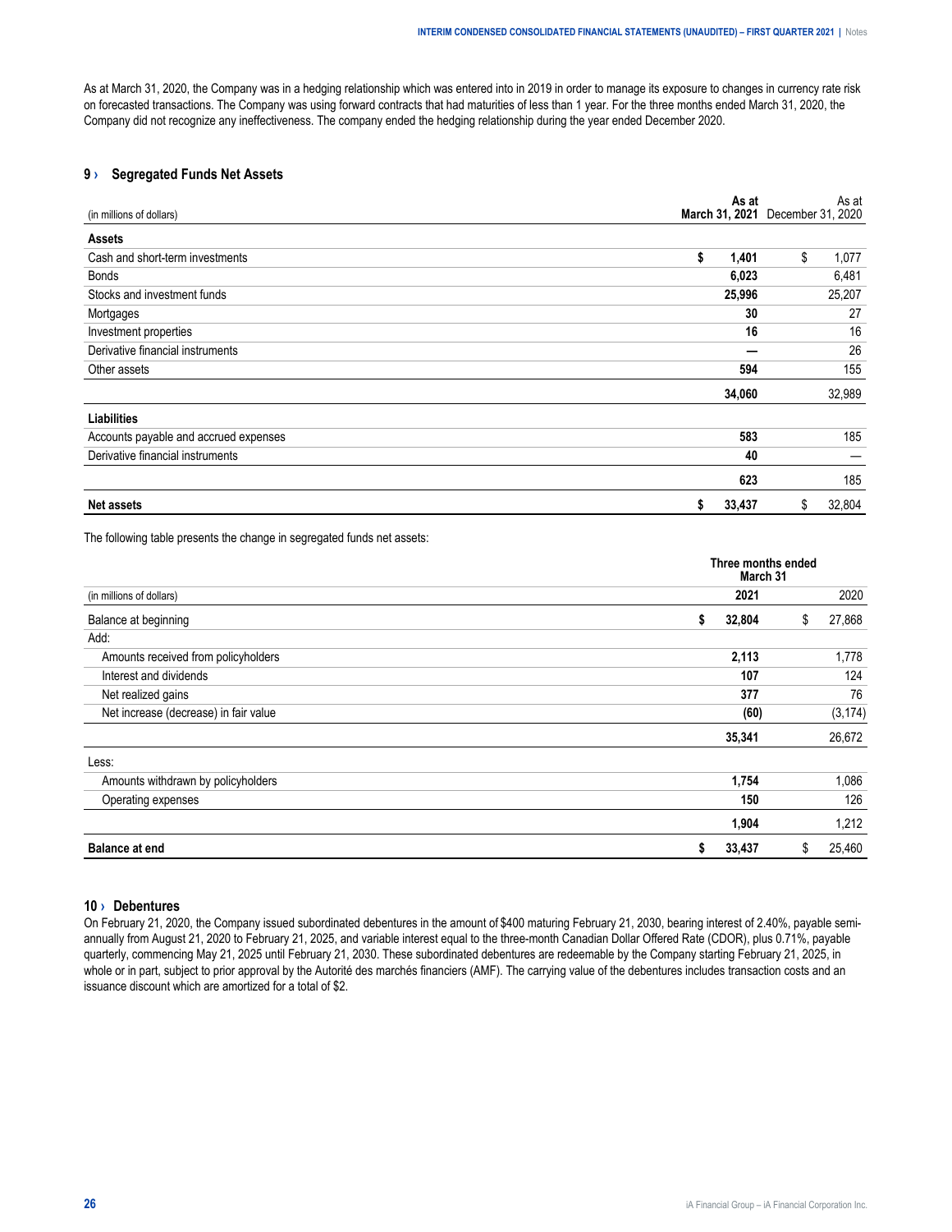As at March 31, 2020, the Company was in a hedging relationship which was entered into in 2019 in order to manage its exposure to changes in currency rate risk on forecasted transactions. The Company was using forward contracts that had maturities of less than 1 year. For the three months ended March 31, 2020, the Company did not recognize any ineffectiveness. The company ended the hedging relationship during the year ended December 2020.

## 9 › Segregated Funds Net Assets

| (in millions of dollars) | As at March 31, 2021 | As at December 31, 2020 |
|---|---|---|
| **Assets** | | |
| Cash and short-term investments | **$ 1,401** | $ 1,077 |
| Bonds | **6,023** | 6,481 |
| Stocks and investment funds | **25,996** | 25,207 |
| Mortgages | **30** | 27 |
| Investment properties | **16** | 16 |
| Derivative financial instruments | **—** | 26 |
| Other assets | **594** | 155 |
| | **34,060** | 32,989 |
| **Liabilities** | | |
| Accounts payable and accrued expenses | **583** | 185 |
| Derivative financial instruments | **40** | — |
| | **623** | 185 |
| **Net assets** | **$ 33,437** | $ 32,804 |

The following table presents the change in segregated funds net assets:

| | Three months ended March 31 | |
|---|---|---|
| (in millions of dollars) | **2021** | 2020 |
| Balance at beginning | **$ 32,804** | $ 27,868 |
| Add: | | |
| Amounts received from policyholders | **2,113** | 1,778 |
| Interest and dividends | **107** | 124 |
| Net realized gains | **377** | 76 |
| Net increase (decrease) in fair value | **(60)** | (3,174) |
| | **35,341** | 26,672 |
| Less: | | |
| Amounts withdrawn by policyholders | **1,754** | 1,086 |
| Operating expenses | **150** | 126 |
| | **1,904** | 1,212 |
| **Balance at end** | **$ 33,437** | $ 25,460 |

## 10 › Debentures

On February 21, 2020, the Company issued subordinated debentures in the amount of $400 maturing February 21, 2030, bearing interest of 2.40%, payable semi-annually from August 21, 2020 to February 21, 2025, and variable interest equal to the three-month Canadian Dollar Offered Rate (CDOR), plus 0.71%, payable quarterly, commencing May 21, 2025 until February 21, 2030. These subordinated debentures are redeemable by the Company starting February 21, 2025, in whole or in part, subject to prior approval by the Autorité des marchés financiers (AMF). The carrying value of the debentures includes transaction costs and an issuance discount which are amortized for a total of $2.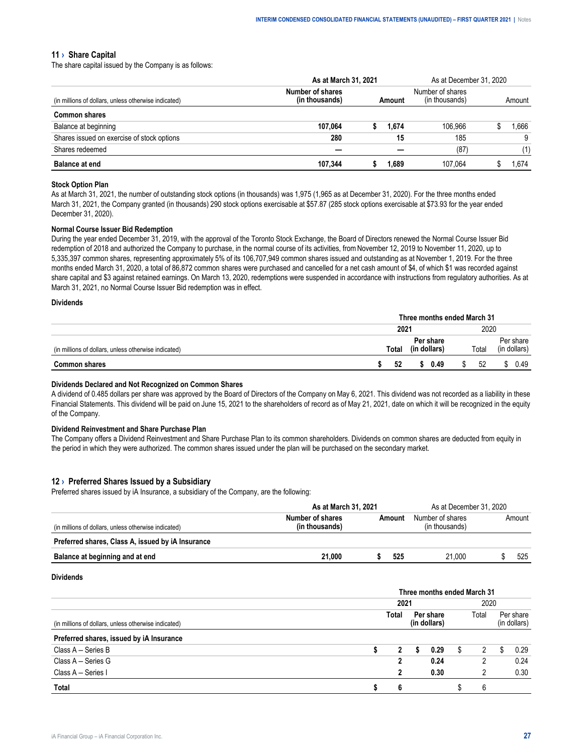## 11 › Share Capital

The share capital issued by the Company is as follows:

| | As at March 31, 2021 | | As at December 31, 2020 | |
|---|---|---|---|---|
| (in millions of dollars, unless otherwise indicated) | Number of shares (in thousands) | Amount | Number of shares (in thousands) | Amount |
| **Common shares** | | | | |
| Balance at beginning | **107,064** | **$ 1,674** | 106,966 | $ 1,666 |
| Shares issued on exercise of stock options | **280** | **15** | 185 | 9 |
| Shares redeemed | **—** | **—** | (87) | (1) |
| **Balance at end** | **107,344** | **$ 1,689** | 107,064 | $ 1,674 |

### Stock Option Plan

As at March 31, 2021, the number of outstanding stock options (in thousands) was 1,975 (1,965 as at December 31, 2020). For the three months ended March 31, 2021, the Company granted (in thousands) 290 stock options exercisable at $57.87 (285 stock options exercisable at $73.93 for the year ended December 31, 2020).

### Normal Course Issuer Bid Redemption

During the year ended December 31, 2019, with the approval of the Toronto Stock Exchange, the Board of Directors renewed the Normal Course Issuer Bid redemption of 2018 and authorized the Company to purchase, in the normal course of its activities, from November 12, 2019 to November 11, 2020, up to 5,335,397 common shares, representing approximately 5% of its 106,707,949 common shares issued and outstanding as at November 1, 2019. For the three months ended March 31, 2020, a total of 86,872 common shares were purchased and cancelled for a net cash amount of $4, of which $1 was recorded against share capital and $3 against retained earnings. On March 13, 2020, redemptions were suspended in accordance with instructions from regulatory authorities. As at March 31, 2021, no Normal Course Issuer Bid redemption was in effect.

### Dividends

| | Three months ended March 31 | | | |
|---|---|---|---|---|
| | 2021 | | 2020 | |
| (in millions of dollars, unless otherwise indicated) | Total | Per share (in dollars) | Total | Per share (in dollars) |
| **Common shares** | **$ 52** | **$ 0.49** | $ 52 | $ 0.49 |

### Dividends Declared and Not Recognized on Common Shares

A dividend of 0.485 dollars per share was approved by the Board of Directors of the Company on May 6, 2021. This dividend was not recorded as a liability in these Financial Statements. This dividend will be paid on June 15, 2021 to the shareholders of record as of May 21, 2021, date on which it will be recognized in the equity of the Company.

### Dividend Reinvestment and Share Purchase Plan

The Company offers a Dividend Reinvestment and Share Purchase Plan to its common shareholders. Dividends on common shares are deducted from equity in the period in which they were authorized. The common shares issued under the plan will be purchased on the secondary market.

## 12 › Preferred Shares Issued by a Subsidiary

Preferred shares issued by iA Insurance, a subsidiary of the Company, are the following:

| | As at March 31, 2021 | | As at December 31, 2020 | |
|---|---|---|---|---|
| (in millions of dollars, unless otherwise indicated) | Number of shares (in thousands) | Amount | Number of shares (in thousands) | Amount |
| **Preferred shares, Class A, issued by iA Insurance** | | | | |
| **Balance at beginning and at end** | **21,000** | **$ 525** | 21,000 | $ 525 |

### Dividends

| | Three months ended March 31 | | | |
|---|---|---|---|---|
| | 2021 | | 2020 | |
| (in millions of dollars, unless otherwise indicated) | Total | Per share (in dollars) | Total | Per share (in dollars) |
| **Preferred shares, issued by iA Insurance** | | | | |
| Class A – Series B | **$ 2** | **$ 0.29** | $ 2 | $ 0.29 |
| Class A – Series G | **2** | **0.24** | 2 | 0.24 |
| Class A – Series I | **2** | **0.30** | 2 | 0.30 |
| **Total** | **$ 6** | | $ 6 | |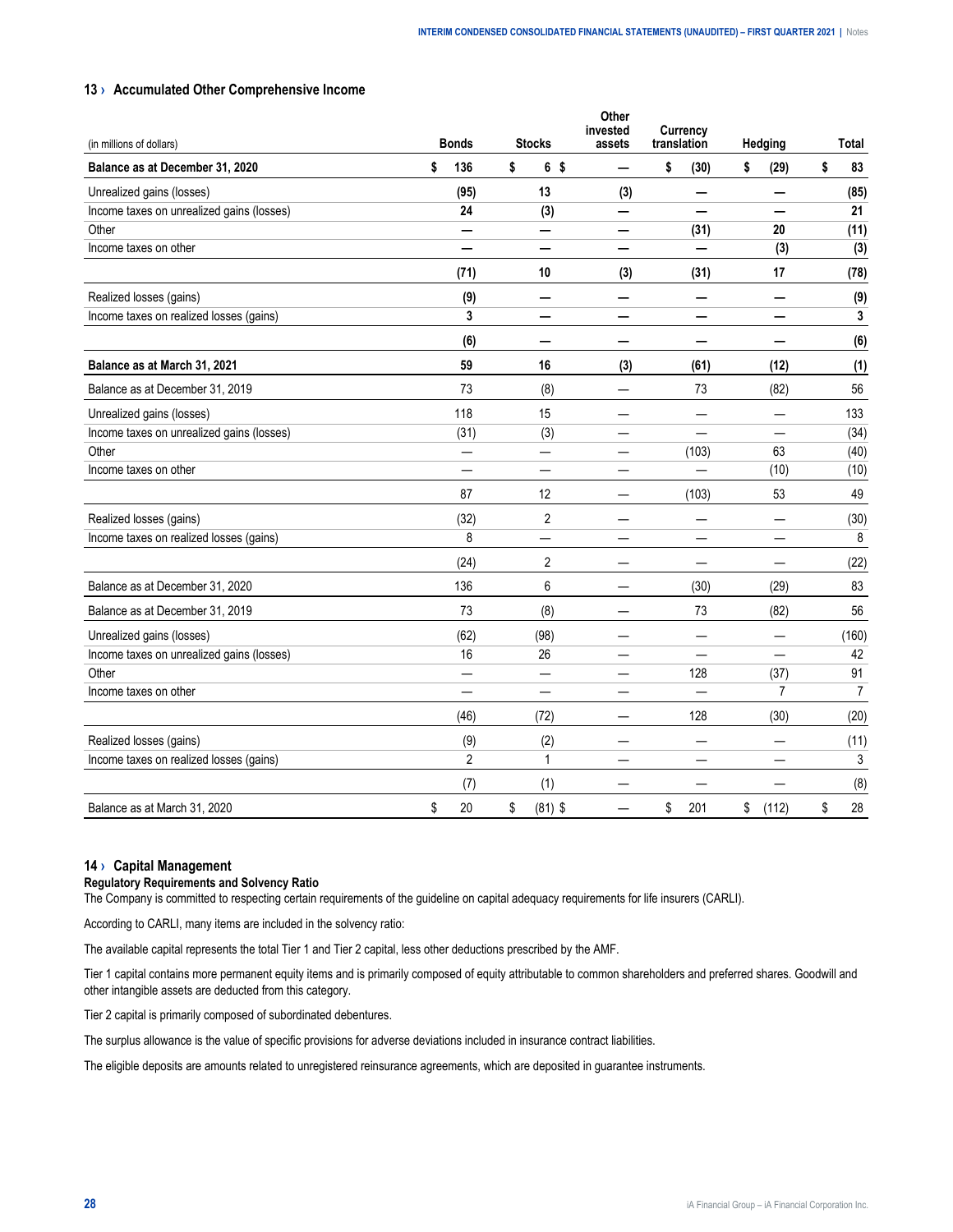## 13 › Accumulated Other Comprehensive Income

| (in millions of dollars) | Bonds | Stocks | Other invested assets | Currency translation | Hedging | Total |
|---|---|---|---|---|---|---|
| **Balance as at December 31, 2020** | **$ 136** | **$ 6** | **$ —** | **$ (30)** | **$ (29)** | **$ 83** |
| Unrealized gains (losses) | **(95)** | **13** | **(3)** | **—** | **—** | **(85)** |
| Income taxes on unrealized gains (losses) | **24** | **(3)** | **—** | **—** | **—** | **21** |
| Other | **—** | **—** | **—** | **(31)** | **20** | **(11)** |
| Income taxes on other | **—** | **—** | **—** | **—** | **(3)** | **(3)** |
| | **(71)** | **10** | **(3)** | **(31)** | **17** | **(78)** |
| Realized losses (gains) | **(9)** | **—** | **—** | **—** | **—** | **(9)** |
| Income taxes on realized losses (gains) | **3** | **—** | **—** | **—** | **—** | **3** |
| | **(6)** | **—** | **—** | **—** | **—** | **(6)** |
| **Balance as at March 31, 2021** | **59** | **16** | **(3)** | **(61)** | **(12)** | **(1)** |
| Balance as at December 31, 2019 | 73 | (8) | — | 73 | (82) | 56 |
| Unrealized gains (losses) | 118 | 15 | — | — | — | 133 |
| Income taxes on unrealized gains (losses) | (31) | (3) | — | — | — | (34) |
| Other | — | — | — | (103) | 63 | (40) |
| Income taxes on other | — | — | — | — | (10) | (10) |
| | 87 | 12 | — | (103) | 53 | 49 |
| Realized losses (gains) | (32) | 2 | — | — | — | (30) |
| Income taxes on realized losses (gains) | 8 | — | — | — | — | 8 |
| | (24) | 2 | — | — | — | (22) |
| Balance as at December 31, 2020 | 136 | 6 | — | (30) | (29) | 83 |
| Balance as at December 31, 2019 | 73 | (8) | — | 73 | (82) | 56 |
| Unrealized gains (losses) | (62) | (98) | — | — | — | (160) |
| Income taxes on unrealized gains (losses) | 16 | 26 | — | — | — | 42 |
| Other | — | — | — | 128 | (37) | 91 |
| Income taxes on other | — | — | — | — | 7 | 7 |
| | (46) | (72) | — | 128 | (30) | (20) |
| Realized losses (gains) | (9) | (2) | — | — | — | (11) |
| Income taxes on realized losses (gains) | 2 | 1 | — | — | — | 3 |
| | (7) | (1) | — | — | — | (8) |
| Balance as at March 31, 2020 | $ 20 | $ (81) | $ — | $ 201 | $ (112) | $ 28 |

## 14 › Capital Management

**Regulatory Requirements and Solvency Ratio**

The Company is committed to respecting certain requirements of the guideline on capital adequacy requirements for life insurers (CARLI).

According to CARLI, many items are included in the solvency ratio:

The available capital represents the total Tier 1 and Tier 2 capital, less other deductions prescribed by the AMF.

Tier 1 capital contains more permanent equity items and is primarily composed of equity attributable to common shareholders and preferred shares. Goodwill and other intangible assets are deducted from this category.

Tier 2 capital is primarily composed of subordinated debentures.

The surplus allowance is the value of specific provisions for adverse deviations included in insurance contract liabilities.

The eligible deposits are amounts related to unregistered reinsurance agreements, which are deposited in guarantee instruments.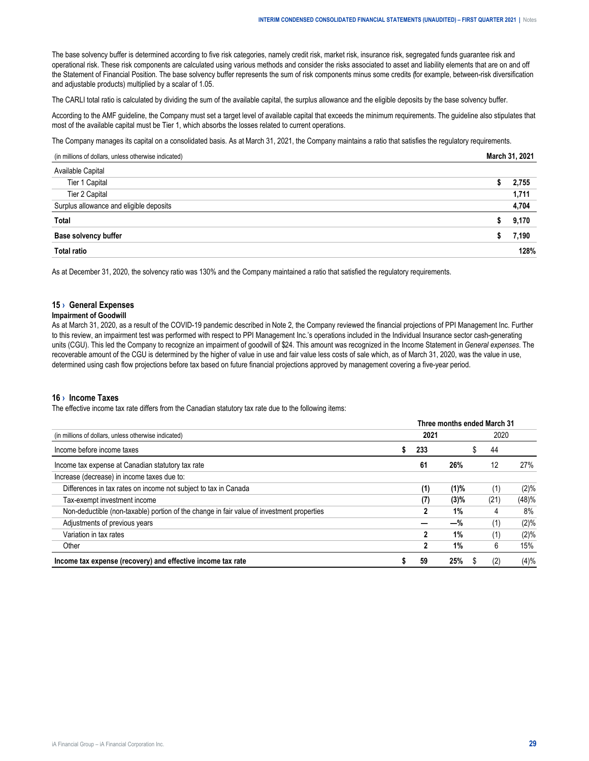The base solvency buffer is determined according to five risk categories, namely credit risk, market risk, insurance risk, segregated funds guarantee risk and operational risk. These risk components are calculated using various methods and consider the risks associated to asset and liability elements that are on and off the Statement of Financial Position. The base solvency buffer represents the sum of risk components minus some credits (for example, between-risk diversification and adjustable products) multiplied by a scalar of 1.05.

The CARLI total ratio is calculated by dividing the sum of the available capital, the surplus allowance and the eligible deposits by the base solvency buffer.

According to the AMF guideline, the Company must set a target level of available capital that exceeds the minimum requirements. The guideline also stipulates that most of the available capital must be Tier 1, which absorbs the losses related to current operations.

The Company manages its capital on a consolidated basis. As at March 31, 2021, the Company maintains a ratio that satisfies the regulatory requirements.

| (in millions of dollars, unless otherwise indicated) | March 31, 2021 |
|---|---|
| Available Capital | |
| Tier 1 Capital | $ 2,755 |
| Tier 2 Capital | 1,711 |
| Surplus allowance and eligible deposits | 4,704 |
| **Total** | **$ 9,170** |
| **Base solvency buffer** | **$ 7,190** |
| **Total ratio** | **128%** |

As at December 31, 2020, the solvency ratio was 130% and the Company maintained a ratio that satisfied the regulatory requirements.

## 15 › General Expenses

**Impairment of Goodwill**

As at March 31, 2020, as a result of the COVID-19 pandemic described in Note 2, the Company reviewed the financial projections of PPI Management Inc. Further to this review, an impairment test was performed with respect to PPI Management Inc.'s operations included in the Individual Insurance sector cash-generating units (CGU). This led the Company to recognize an impairment of goodwill of $24. This amount was recognized in the Income Statement in *General expenses*. The recoverable amount of the CGU is determined by the higher of value in use and fair value less costs of sale which, as of March 31, 2020, was the value in use, determined using cash flow projections before tax based on future financial projections approved by management covering a five-year period.

## 16 › Income Taxes

The effective income tax rate differs from the Canadian statutory tax rate due to the following items:

| | Three months ended March 31 | | | |
|---|---|---|---|---|
| (in millions of dollars, unless otherwise indicated) | **2021** | | 2020 | |
| Income before income taxes | **$ 233** | | $ 44 | |
| Income tax expense at Canadian statutory tax rate | **61** | **26%** | 12 | 27% |
| Increase (decrease) in income taxes due to: | | | | |
| Differences in tax rates on income not subject to tax in Canada | **(1)** | **(1)%** | (1) | (2)% |
| Tax-exempt investment income | **(7)** | **(3)%** | (21) | (48)% |
| Non-deductible (non-taxable) portion of the change in fair value of investment properties | **2** | **1%** | 4 | 8% |
| Adjustments of previous years | **—** | **—%** | (1) | (2)% |
| Variation in tax rates | **2** | **1%** | (1) | (2)% |
| Other | **2** | **1%** | 6 | 15% |
| **Income tax expense (recovery) and effective income tax rate** | **$ 59** | **25%** | $ (2) | (4)% |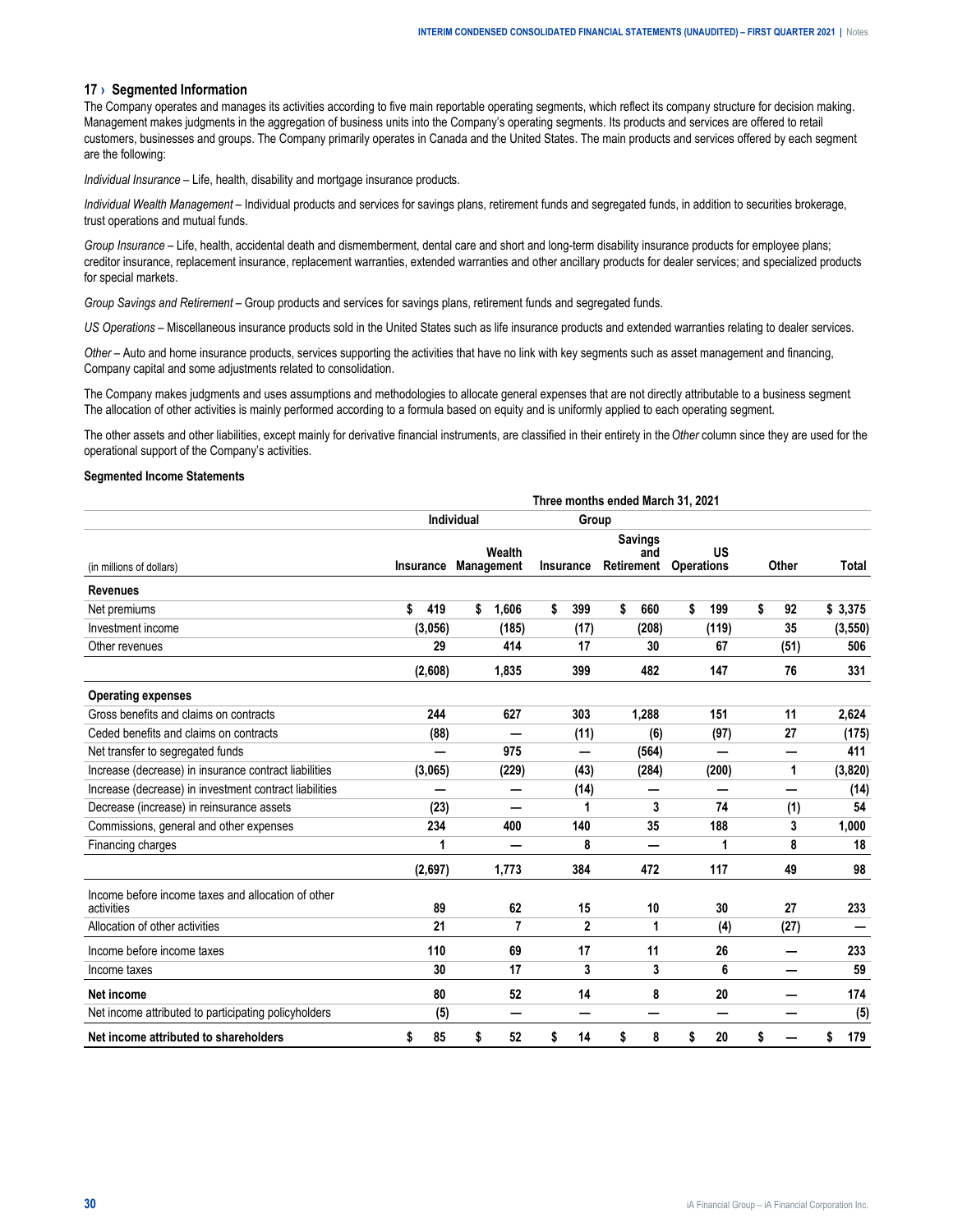## 17 › Segmented Information

The Company operates and manages its activities according to five main reportable operating segments, which reflect its company structure for decision making. Management makes judgments in the aggregation of business units into the Company's operating segments. Its products and services are offered to retail customers, businesses and groups. The Company primarily operates in Canada and the United States. The main products and services offered by each segment are the following:

*Individual Insurance* – Life, health, disability and mortgage insurance products.

*Individual Wealth Management* – Individual products and services for savings plans, retirement funds and segregated funds, in addition to securities brokerage, trust operations and mutual funds.

*Group Insurance* – Life, health, accidental death and dismemberment, dental care and short and long-term disability insurance products for employee plans; creditor insurance, replacement insurance, replacement warranties, extended warranties and other ancillary products for dealer services; and specialized products for special markets.

*Group Savings and Retirement* – Group products and services for savings plans, retirement funds and segregated funds.

*US Operations* – Miscellaneous insurance products sold in the United States such as life insurance products and extended warranties relating to dealer services.

*Other* – Auto and home insurance products, services supporting the activities that have no link with key segments such as asset management and financing, Company capital and some adjustments related to consolidation.

The Company makes judgments and uses assumptions and methodologies to allocate general expenses that are not directly attributable to a business segment. The allocation of other activities is mainly performed according to a formula based on equity and is uniformly applied to each operating segment.

The other assets and other liabilities, except mainly for derivative financial instruments, are classified in their entirety in the *Other* column since they are used for the operational support of the Company's activities.

**Segmented Income Statements**

| | Three months ended March 31, 2021 | | | | | | |
|---|---|---|---|---|---|---|---|
| | Individual | | Group | | | | |
| (in millions of dollars) | Insurance | Wealth Management | Insurance | Savings and Retirement | US Operations | Other | Total |
| **Revenues** | | | | | | | |
| Net premiums | $ 419 | $ 1,606 | $ 399 | $ 660 | $ 199 | $ 92 | $ 3,375 |
| Investment income | (3,056) | (185) | (17) | (208) | (119) | 35 | (3,550) |
| Other revenues | 29 | 414 | 17 | 30 | 67 | (51) | 506 |
| | (2,608) | 1,835 | 399 | 482 | 147 | 76 | 331 |
| **Operating expenses** | | | | | | | |
| Gross benefits and claims on contracts | 244 | 627 | 303 | 1,288 | 151 | 11 | 2,624 |
| Ceded benefits and claims on contracts | (88) | — | (11) | (6) | (97) | 27 | (175) |
| Net transfer to segregated funds | — | 975 | — | (564) | — | — | 411 |
| Increase (decrease) in insurance contract liabilities | (3,065) | (229) | (43) | (284) | (200) | 1 | (3,820) |
| Increase (decrease) in investment contract liabilities | — | — | (14) | — | — | — | (14) |
| Decrease (increase) in reinsurance assets | (23) | — | 1 | 3 | 74 | (1) | 54 |
| Commissions, general and other expenses | 234 | 400 | 140 | 35 | 188 | 3 | 1,000 |
| Financing charges | 1 | — | 8 | — | 1 | 8 | 18 |
| | (2,697) | 1,773 | 384 | 472 | 117 | 49 | 98 |
| Income before income taxes and allocation of other activities | 89 | 62 | 15 | 10 | 30 | 27 | 233 |
| Allocation of other activities | 21 | 7 | 2 | 1 | (4) | (27) | — |
| Income before income taxes | 110 | 69 | 17 | 11 | 26 | — | 233 |
| Income taxes | 30 | 17 | 3 | 3 | 6 | — | 59 |
| **Net income** | 80 | 52 | 14 | 8 | 20 | — | 174 |
| Net income attributed to participating policyholders | (5) | — | — | — | — | — | (5) |
| **Net income attributed to shareholders** | $ 85 | $ 52 | $ 14 | $ 8 | $ 20 | $ — | $ 179 |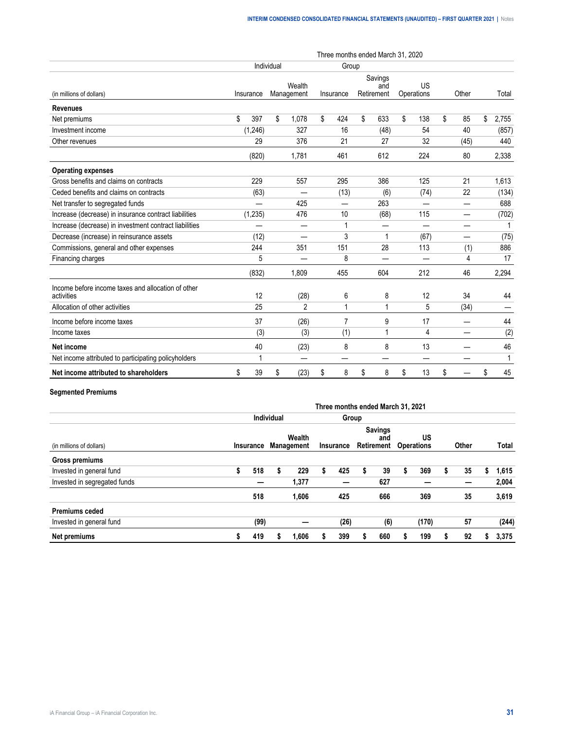| (in millions of dollars) | Three months ended March 31, 2020 | | | | | | |
|---|---|---|---|---|---|---|---|
| | Individual | | Group | | | | |
| | Insurance | Wealth Management | Insurance | Savings and Retirement | US Operations | Other | Total |
| **Revenues** | | | | | | | |
| Net premiums | $ 397 | $ 1,078 | $ 424 | $ 633 | $ 138 | $ 85 | $ 2,755 |
| Investment income | (1,246) | 327 | 16 | (48) | 54 | 40 | (857) |
| Other revenues | 29 | 376 | 21 | 27 | 32 | (45) | 440 |
| | (820) | 1,781 | 461 | 612 | 224 | 80 | 2,338 |
| **Operating expenses** | | | | | | | |
| Gross benefits and claims on contracts | 229 | 557 | 295 | 386 | 125 | 21 | 1,613 |
| Ceded benefits and claims on contracts | (63) | — | (13) | (6) | (74) | 22 | (134) |
| Net transfer to segregated funds | — | 425 | — | 263 | — | — | 688 |
| Increase (decrease) in insurance contract liabilities | (1,235) | 476 | 10 | (68) | 115 | — | (702) |
| Increase (decrease) in investment contract liabilities | — | — | 1 | — | — | — | 1 |
| Decrease (increase) in reinsurance assets | (12) | — | 3 | 1 | (67) | — | (75) |
| Commissions, general and other expenses | 244 | 351 | 151 | 28 | 113 | (1) | 886 |
| Financing charges | 5 | — | 8 | — | — | 4 | 17 |
| | (832) | 1,809 | 455 | 604 | 212 | 46 | 2,294 |
| Income before income taxes and allocation of other activities | 12 | (28) | 6 | 8 | 12 | 34 | 44 |
| Allocation of other activities | 25 | 2 | 1 | 1 | 5 | (34) | — |
| Income before income taxes | 37 | (26) | 7 | 9 | 17 | — | 44 |
| Income taxes | (3) | (3) | (1) | 1 | 4 | — | (2) |
| **Net income** | 40 | (23) | 8 | 8 | 13 | — | 46 |
| Net income attributed to participating policyholders | 1 | — | — | — | — | — | 1 |
| **Net income attributed to shareholders** | $ 39 | $ (23) | $ 8 | $ 8 | $ 13 | $ — | $ 45 |

**Segmented Premiums**

| (in millions of dollars) | **Three months ended March 31, 2021** | | | | | | |
|---|---|---|---|---|---|---|---|
| | **Individual** | | **Group** | | | | |
| | **Insurance** | **Wealth Management** | **Insurance** | **Savings and Retirement** | **US Operations** | **Other** | **Total** |
| **Gross premiums** | | | | | | | |
| Invested in general fund | **$ 518** | **$ 229** | **$ 425** | **$ 39** | **$ 369** | **$ 35** | **$ 1,615** |
| Invested in segregated funds | **—** | **1,377** | **—** | **627** | **—** | **—** | **2,004** |
| | **518** | **1,606** | **425** | **666** | **369** | **35** | **3,619** |
| **Premiums ceded** | | | | | | | |
| Invested in general fund | **(99)** | **—** | **(26)** | **(6)** | **(170)** | **57** | **(244)** |
| **Net premiums** | **$ 419** | **$ 1,606** | **$ 399** | **$ 660** | **$ 199** | **$ 92** | **$ 3,375** |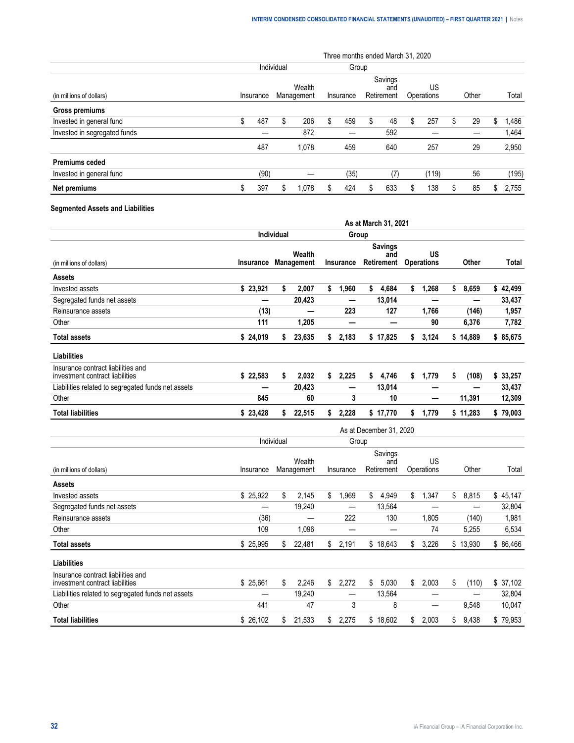| | Three months ended March 31, 2020 | | | | | | |
|---|---|---|---|---|---|---|---|
| | Individual | | Group | | | | |
| (in millions of dollars) | Insurance | Wealth Management | Insurance | Savings and Retirement | US Operations | Other | Total |
| **Gross premiums** | | | | | | | |
| Invested in general fund | $ 487 | $ 206 | $ 459 | $ 48 | $ 257 | $ 29 | $ 1,486 |
| Invested in segregated funds | — | 872 | — | 592 | — | — | 1,464 |
| | 487 | 1,078 | 459 | 640 | 257 | 29 | 2,950 |
| **Premiums ceded** | | | | | | | |
| Invested in general fund | (90) | — | (35) | (7) | (119) | 56 | (195) |
| **Net premiums** | $ 397 | $ 1,078 | $ 424 | $ 633 | $ 138 | $ 85 | $ 2,755 |

**Segmented Assets and Liabilities**

| | **As at March 31, 2021** | | | | | | |
|---|---|---|---|---|---|---|---|
| | **Individual** | | **Group** | | | | |
| (in millions of dollars) | **Insurance** | **Wealth Management** | **Insurance** | **Savings and Retirement** | **US Operations** | **Other** | **Total** |
| **Assets** | | | | | | | |
| Invested assets | **$ 23,921** | **$ 2,007** | **$ 1,960** | **$ 4,684** | **$ 1,268** | **$ 8,659** | **$ 42,499** |
| Segregated funds net assets | **—** | **20,423** | **—** | **13,014** | **—** | **—** | **33,437** |
| Reinsurance assets | **(13)** | **—** | **223** | **127** | **1,766** | **(146)** | **1,957** |
| Other | **111** | **1,205** | **—** | **—** | **90** | **6,376** | **7,782** |
| **Total assets** | **$ 24,019** | **$ 23,635** | **$ 2,183** | **$ 17,825** | **$ 3,124** | **$ 14,889** | **$ 85,675** |
| **Liabilities** | | | | | | | |
| Insurance contract liabilities and investment contract liabilities | **$ 22,583** | **$ 2,032** | **$ 2,225** | **$ 4,746** | **$ 1,779** | **$ (108)** | **$ 33,257** |
| Liabilities related to segregated funds net assets | **—** | **20,423** | **—** | **13,014** | **—** | **—** | **33,437** |
| Other | **845** | **60** | **3** | **10** | **—** | **11,391** | **12,309** |
| **Total liabilities** | **$ 23,428** | **$ 22,515** | **$ 2,228** | **$ 17,770** | **$ 1,779** | **$ 11,283** | **$ 79,003** |

| | As at December 31, 2020 | | | | | | |
|---|---|---|---|---|---|---|---|
| | Individual | | Group | | | | |
| (in millions of dollars) | Insurance | Wealth Management | Insurance | Savings and Retirement | US Operations | Other | Total |
| **Assets** | | | | | | | |
| Invested assets | $ 25,922 | $ 2,145 | $ 1,969 | $ 4,949 | $ 1,347 | $ 8,815 | $ 45,147 |
| Segregated funds net assets | — | 19,240 | — | 13,564 | — | — | 32,804 |
| Reinsurance assets | (36) | — | 222 | 130 | 1,805 | (140) | 1,981 |
| Other | 109 | 1,096 | — | — | 74 | 5,255 | 6,534 |
| **Total assets** | $ 25,995 | $ 22,481 | $ 2,191 | $ 18,643 | $ 3,226 | $ 13,930 | $ 86,466 |
| **Liabilities** | | | | | | | |
| Insurance contract liabilities and investment contract liabilities | $ 25,661 | $ 2,246 | $ 2,272 | $ 5,030 | $ 2,003 | $ (110) | $ 37,102 |
| Liabilities related to segregated funds net assets | — | 19,240 | — | 13,564 | — | — | 32,804 |
| Other | 441 | 47 | 3 | 8 | — | 9,548 | 10,047 |
| **Total liabilities** | $ 26,102 | $ 21,533 | $ 2,275 | $ 18,602 | $ 2,003 | $ 9,438 | $ 79,953 |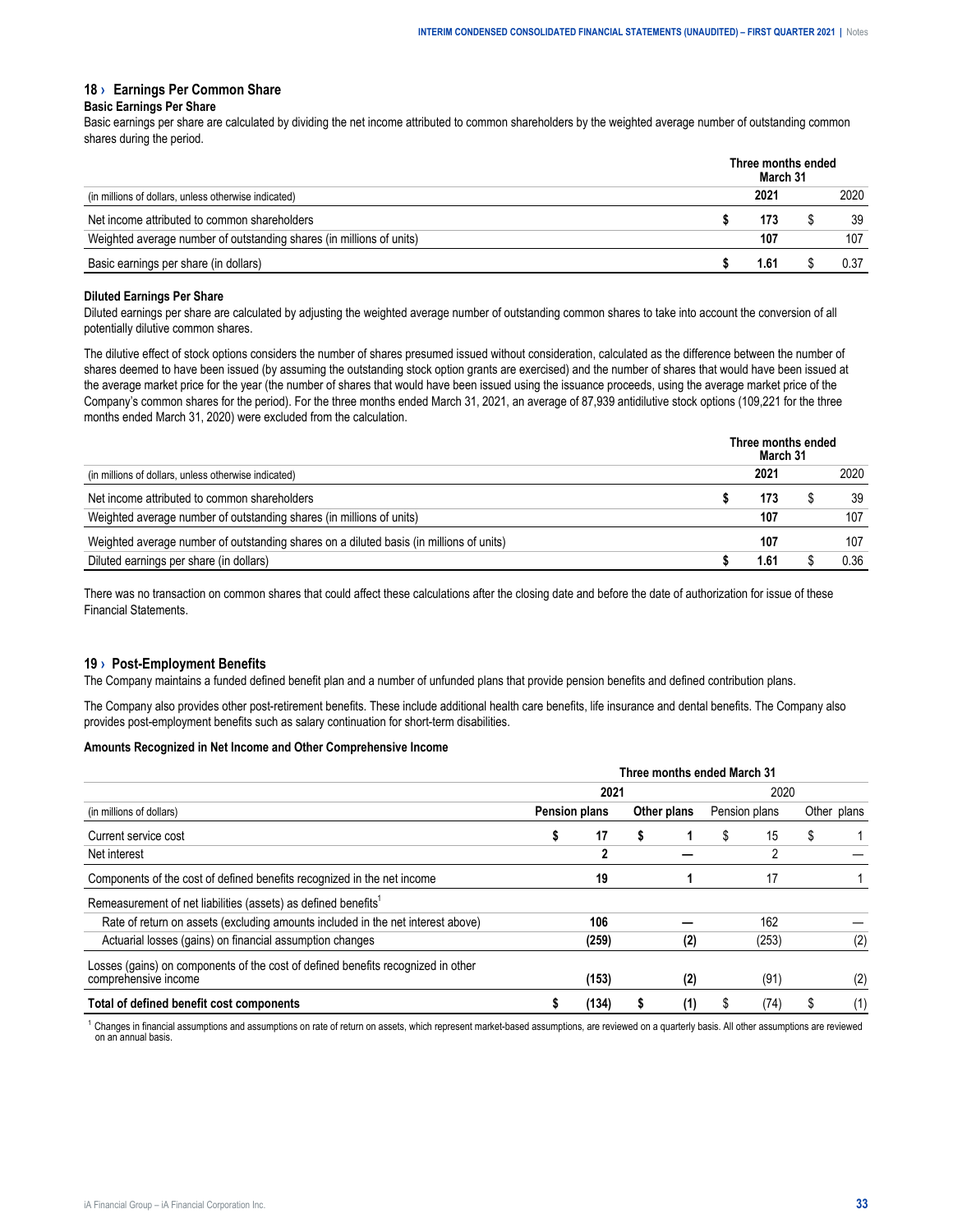## 18 › Earnings Per Common Share

### Basic Earnings Per Share

Basic earnings per share are calculated by dividing the net income attributed to common shareholders by the weighted average number of outstanding common shares during the period.

| | Three months ended March 31 | |
|---|---|---|
| (in millions of dollars, unless otherwise indicated) | **2021** | 2020 |
| Net income attributed to common shareholders | **$ 173** | $ 39 |
| Weighted average number of outstanding shares (in millions of units) | **107** | 107 |
| Basic earnings per share (in dollars) | **$ 1.61** | $ 0.37 |

### Diluted Earnings Per Share

Diluted earnings per share are calculated by adjusting the weighted average number of outstanding common shares to take into account the conversion of all potentially dilutive common shares.

The dilutive effect of stock options considers the number of shares presumed issued without consideration, calculated as the difference between the number of shares deemed to have been issued (by assuming the outstanding stock option grants are exercised) and the number of shares that would have been issued at the average market price for the year (the number of shares that would have been issued using the issuance proceeds, using the average market price of the Company's common shares for the period). For the three months ended March 31, 2021, an average of 87,939 antidilutive stock options (109,221 for the three months ended March 31, 2020) were excluded from the calculation.

| | Three months ended March 31 | |
|---|---|---|
| (in millions of dollars, unless otherwise indicated) | **2021** | 2020 |
| Net income attributed to common shareholders | **$ 173** | $ 39 |
| Weighted average number of outstanding shares (in millions of units) | **107** | 107 |
| Weighted average number of outstanding shares on a diluted basis (in millions of units) | **107** | 107 |
| Diluted earnings per share (in dollars) | **$ 1.61** | $ 0.36 |

There was no transaction on common shares that could affect these calculations after the closing date and before the date of authorization for issue of these Financial Statements.

## 19 › Post-Employment Benefits

The Company maintains a funded defined benefit plan and a number of unfunded plans that provide pension benefits and defined contribution plans.

The Company also provides other post-retirement benefits. These include additional health care benefits, life insurance and dental benefits. The Company also provides post-employment benefits such as salary continuation for short-term disabilities.

### Amounts Recognized in Net Income and Other Comprehensive Income

| | Three months ended March 31 | | | |
|---|---|---|---|---|
| | **2021** | | 2020 | |
| (in millions of dollars) | **Pension plans** | **Other plans** | Pension plans | Other plans |
| Current service cost | **$ 17** | **$ 1** | $ 15 | $ 1 |
| Net interest | **2** | **—** | 2 | — |
| Components of the cost of defined benefits recognized in the net income | **19** | **1** | 17 | 1 |
| Remeasurement of net liabilities (assets) as defined benefits[1] | | | | |
| Rate of return on assets (excluding amounts included in the net interest above) | **106** | **—** | 162 | — |
| Actuarial losses (gains) on financial assumption changes | **(259)** | **(2)** | (253) | (2) |
| Losses (gains) on components of the cost of defined benefits recognized in other comprehensive income | **(153)** | **(2)** | (91) | (2) |
| **Total of defined benefit cost components** | **$ (134)** | **$ (1)** | $ (74) | $ (1) |

[1] Changes in financial assumptions and assumptions on rate of return on assets, which represent market-based assumptions, are reviewed on a quarterly basis. All other assumptions are reviewed on an annual basis.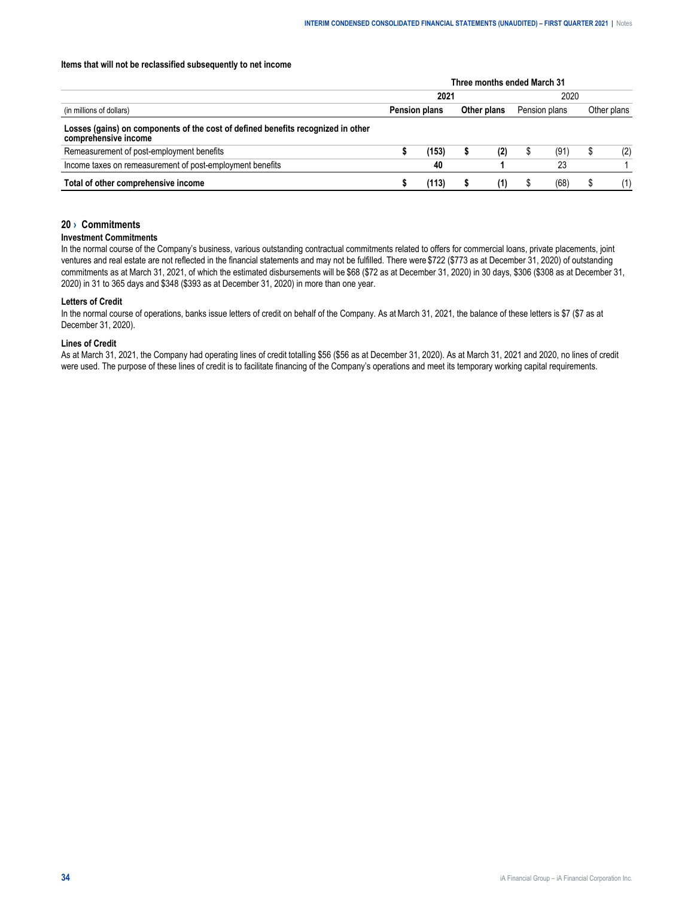**Items that will not be reclassified subsequently to net income**

| | Three months ended March 31 | | | |
|---|---|---|---|---|
| | 2021 | | 2020 | |
| (in millions of dollars) | Pension plans | Other plans | Pension plans | Other plans |
| **Losses (gains) on components of the cost of defined benefits recognized in other comprehensive income** | | | | |
| Remeasurement of post-employment benefits | $ (153) | $ (2) | $ (91) | $ (2) |
| Income taxes on remeasurement of post-employment benefits | 40 | 1 | 23 | 1 |
| **Total of other comprehensive income** | $ (113) | $ (1) | $ (68) | $ (1) |

## 20 › Commitments

### Investment Commitments

In the normal course of the Company's business, various outstanding contractual commitments related to offers for commercial loans, private placements, joint ventures and real estate are not reflected in the financial statements and may not be fulfilled. There were $722 ($773 as at December 31, 2020) of outstanding commitments as at March 31, 2021, of which the estimated disbursements will be $68 ($72 as at December 31, 2020) in 30 days, $306 ($308 as at December 31, 2020) in 31 to 365 days and $348 ($393 as at December 31, 2020) in more than one year.

### Letters of Credit

In the normal course of operations, banks issue letters of credit on behalf of the Company. As at March 31, 2021, the balance of these letters is $7 ($7 as at December 31, 2020).

### Lines of Credit

As at March 31, 2021, the Company had operating lines of credit totalling $56 ($56 as at December 31, 2020). As at March 31, 2021 and 2020, no lines of credit were used. The purpose of these lines of credit is to facilitate financing of the Company's operations and meet its temporary working capital requirements.